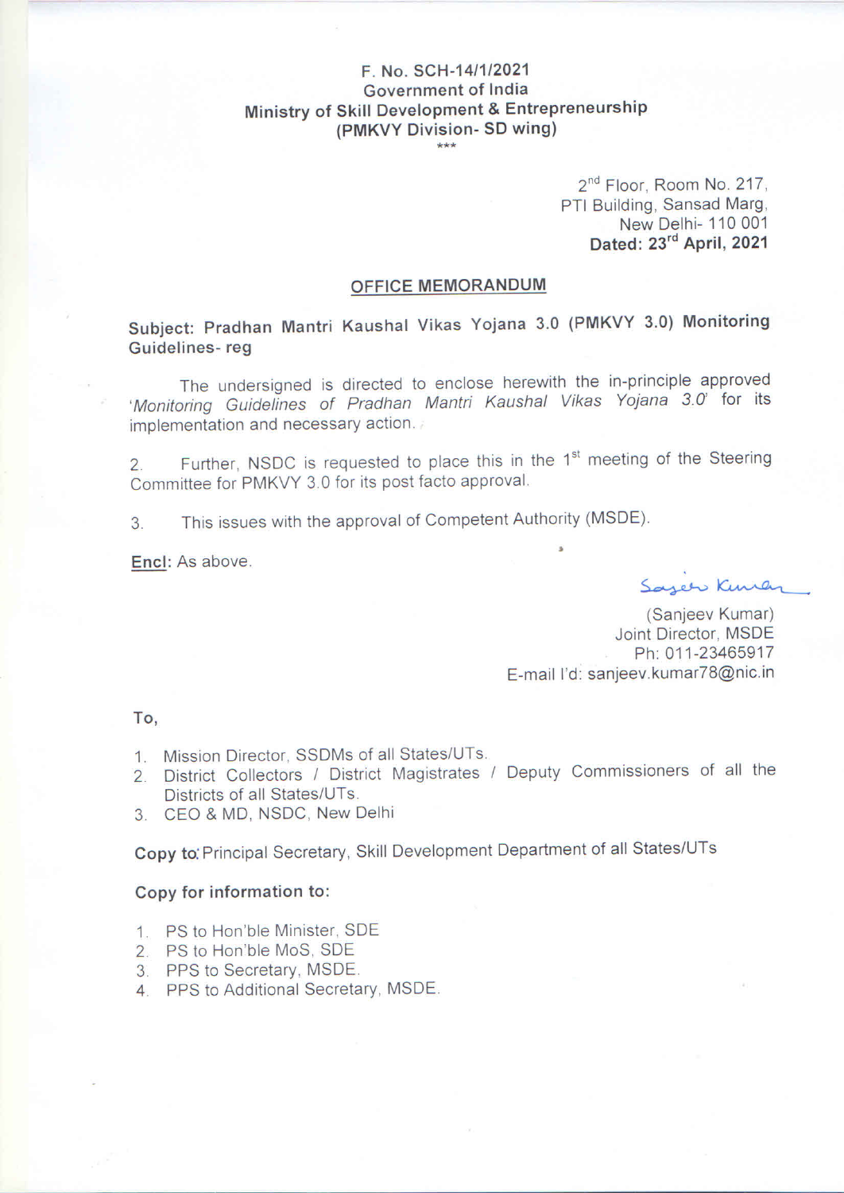F. No. SCH-14/1/2021
Government of India
**Ministry of Skill Development & Entrepreneurship**
**(PMKVY Division- SD wing)**
\*\*\*

2nd Floor, Room No. 217,
PTI Building, Sansad Marg,
New Delhi- 110 001
**Dated: 23rd April, 2021**

## OFFICE MEMORANDUM

**Subject: Pradhan Mantri Kaushal Vikas Yojana 3.0 (PMKVY 3.0) Monitoring Guidelines- reg**

The undersigned is directed to enclose herewith the in-principle approved '*Monitoring Guidelines of Pradhan Mantri Kaushal Vikas Yojana 3.0*' for its implementation and necessary action.

2. Further, NSDC is requested to place this in the 1st meeting of the Steering Committee for PMKVY 3.0 for its post facto approval.

3. This issues with the approval of Competent Authority (MSDE).

**Encl**: As above.

(Sanjeev Kumar)
Joint Director, MSDE
Ph: 011-23465917
E-mail I'd: sanjeev.kumar78@nic.in

**To,**

1. Mission Director, SSDMs of all States/UTs.
2. District Collectors / District Magistrates / Deputy Commissioners of all the Districts of all States/UTs.
3. CEO & MD, NSDC, New Delhi

**Copy to:** Principal Secretary, Skill Development Department of all States/UTs

**Copy for information to:**

1. PS to Hon'ble Minister, SDE
2. PS to Hon'ble MoS, SDE
3. PPS to Secretary, MSDE.
4. PPS to Additional Secretary, MSDE.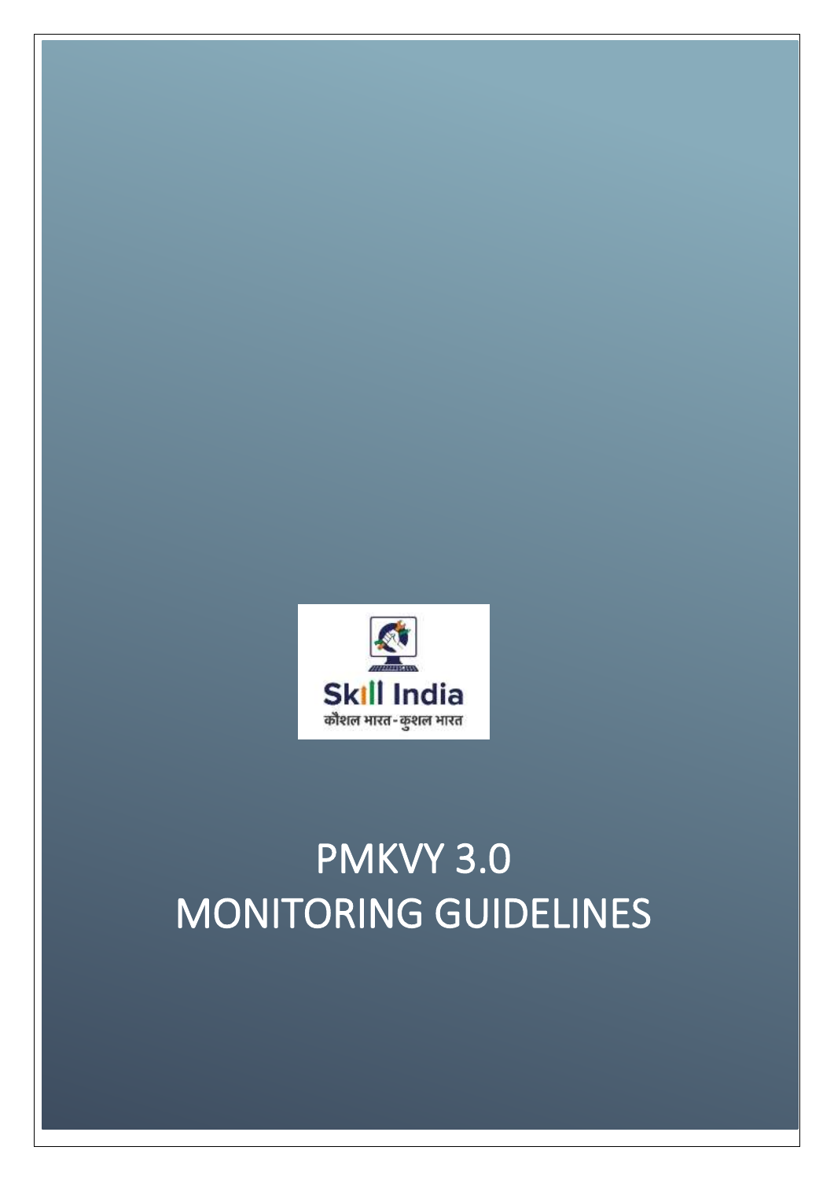Skill India

कौशल भारत-कुशल भारत

# PMKVY 3.0
# MONITORING GUIDELINES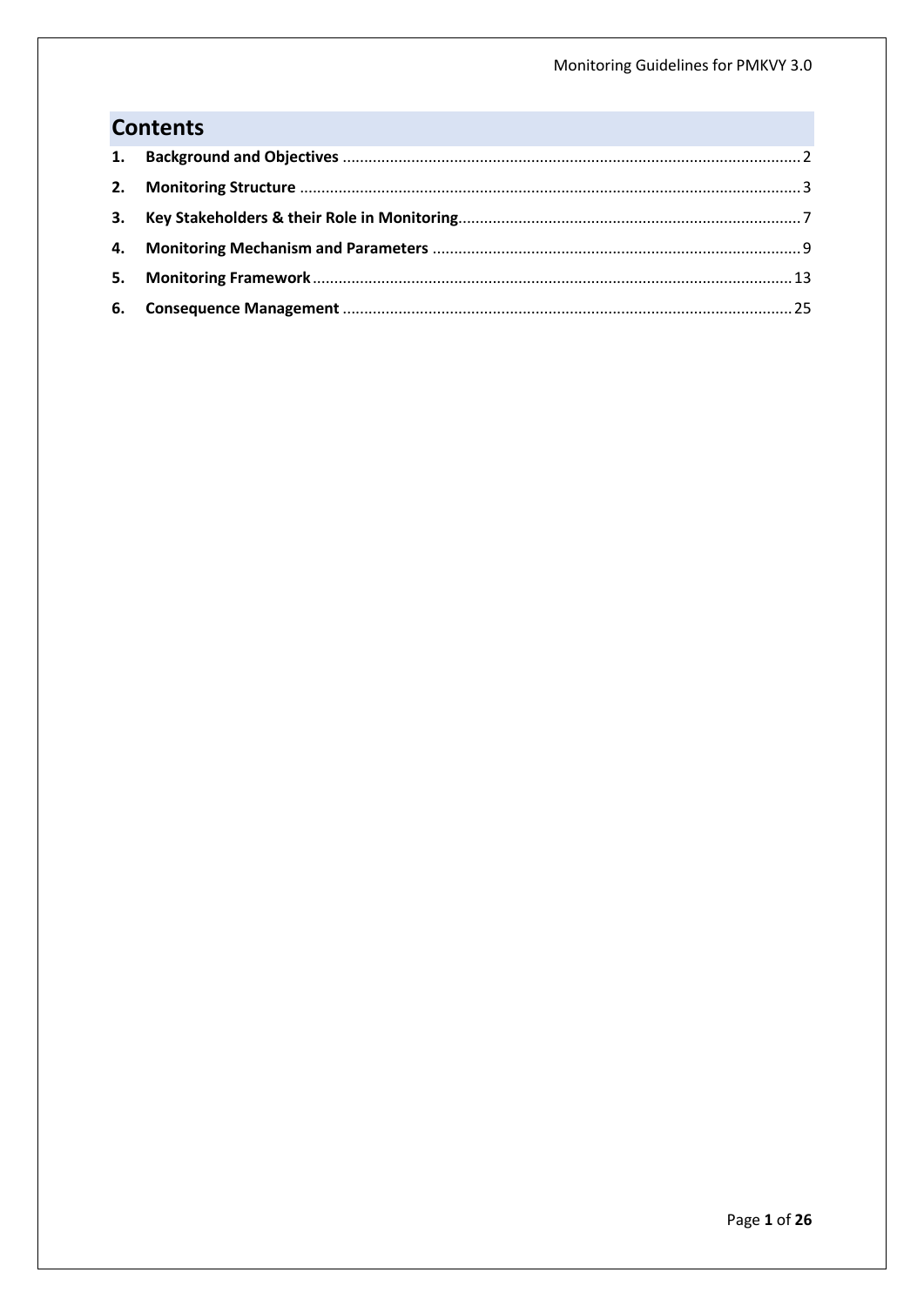# Contents

1. **Background and Objectives** ........................................................................................................ 2
2. **Monitoring Structure** .................................................................................................................. 3
3. **Key Stakeholders & their Role in Monitoring**.............................................................................. 7
4. **Monitoring Mechanism and Parameters** .................................................................................... 9
5. **Monitoring Framework**.............................................................................................................. 13
6. **Consequence Management** ....................................................................................................... 25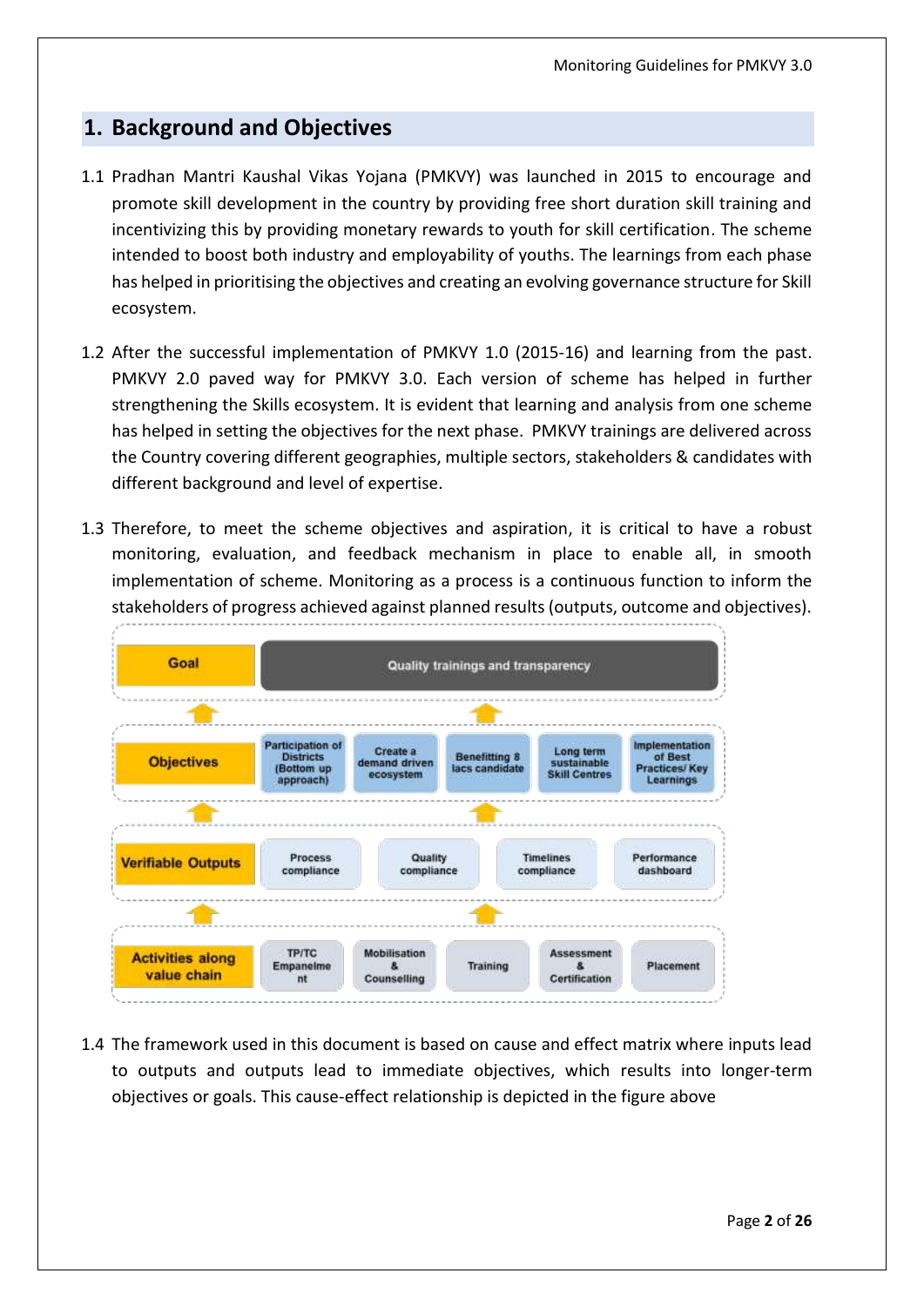## 1. Background and Objectives

1.1 Pradhan Mantri Kaushal Vikas Yojana (PMKVY) was launched in 2015 to encourage and promote skill development in the country by providing free short duration skill training and incentivizing this by providing monetary rewards to youth for skill certification. The scheme intended to boost both industry and employability of youths. The learnings from each phase has helped in prioritising the objectives and creating an evolving governance structure for Skill ecosystem.

1.2 After the successful implementation of PMKVY 1.0 (2015-16) and learning from the past. PMKVY 2.0 paved way for PMKVY 3.0. Each version of scheme has helped in further strengthening the Skills ecosystem. It is evident that learning and analysis from one scheme has helped in setting the objectives for the next phase. PMKVY trainings are delivered across the Country covering different geographies, multiple sectors, stakeholders & candidates with different background and level of expertise.

1.3 Therefore, to meet the scheme objectives and aspiration, it is critical to have a robust monitoring, evaluation, and feedback mechanism in place to enable all, in smooth implementation of scheme. Monitoring as a process is a continuous function to inform the stakeholders of progress achieved against planned results (outputs, outcome and objectives).

| | | | | | |
|---|---|---|---|---|---|
| **Goal** | Quality trainings and transparency | | | | |
| **Objectives** | Participation of Districts (Bottom up approach) | Create a demand driven ecosystem | Benefitting 8 lacs candidate | Long term sustainable Skill Centres | Implementation of Best Practices/ Key Learnings |
| **Verifiable Outputs** | Process compliance | Quality compliance | Timelines compliance | Performance dashboard | |
| **Activities along value chain** | TP/TC Empanelment | Mobilisation & Counselling | Training | Assessment & Certification | Placement |

1.4 The framework used in this document is based on cause and effect matrix where inputs lead to outputs and outputs lead to immediate objectives, which results into longer-term objectives or goals. This cause-effect relationship is depicted in the figure above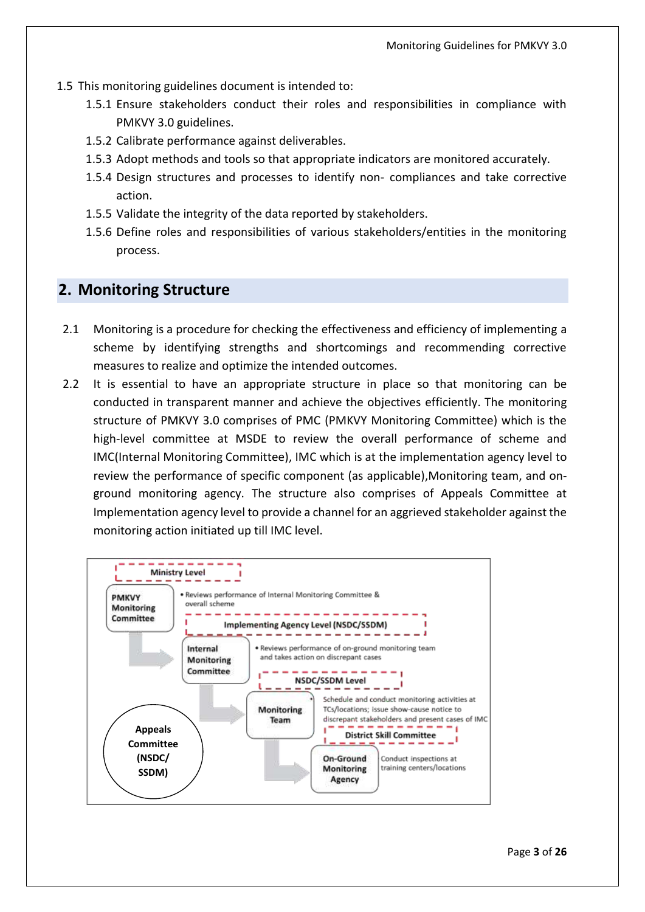1.5 This monitoring guidelines document is intended to:

  1.5.1 Ensure stakeholders conduct their roles and responsibilities in compliance with PMKVY 3.0 guidelines.

  1.5.2 Calibrate performance against deliverables.

  1.5.3 Adopt methods and tools so that appropriate indicators are monitored accurately.

  1.5.4 Design structures and processes to identify non- compliances and take corrective action.

  1.5.5 Validate the integrity of the data reported by stakeholders.

  1.5.6 Define roles and responsibilities of various stakeholders/entities in the monitoring process.

## 2. Monitoring Structure

2.1 Monitoring is a procedure for checking the effectiveness and efficiency of implementing a scheme by identifying strengths and shortcomings and recommending corrective measures to realize and optimize the intended outcomes.

2.2 It is essential to have an appropriate structure in place so that monitoring can be conducted in transparent manner and achieve the objectives efficiently. The monitoring structure of PMKVY 3.0 comprises of PMC (PMKVY Monitoring Committee) which is the high-level committee at MSDE to review the overall performance of scheme and IMC(Internal Monitoring Committee), IMC which is at the implementation agency level to review the performance of specific component (as applicable),Monitoring team, and on-ground monitoring agency. The structure also comprises of Appeals Committee at Implementation agency level to provide a channel for an aggrieved stakeholder against the monitoring action initiated up till IMC level.

- **Ministry Level** – PMKVY Monitoring Committee
  - Reviews performance of Internal Monitoring Committee & overall scheme
- **Implementing Agency Level (NSDC/SSDM)** – Internal Monitoring Committee
  - Reviews performance of on-ground monitoring team and takes action on discrepant cases
- **NSDC/SSDM Level** – Monitoring Team
  - Schedule and conduct monitoring activities at TCs/locations; issue show-cause notice to discrepant stakeholders and present cases of IMC
- **District Skill Committee** – On-Ground Monitoring Agency
  - Conduct inspections at training centers/locations
- **Appeals Committee (NSDC/ SSDM)**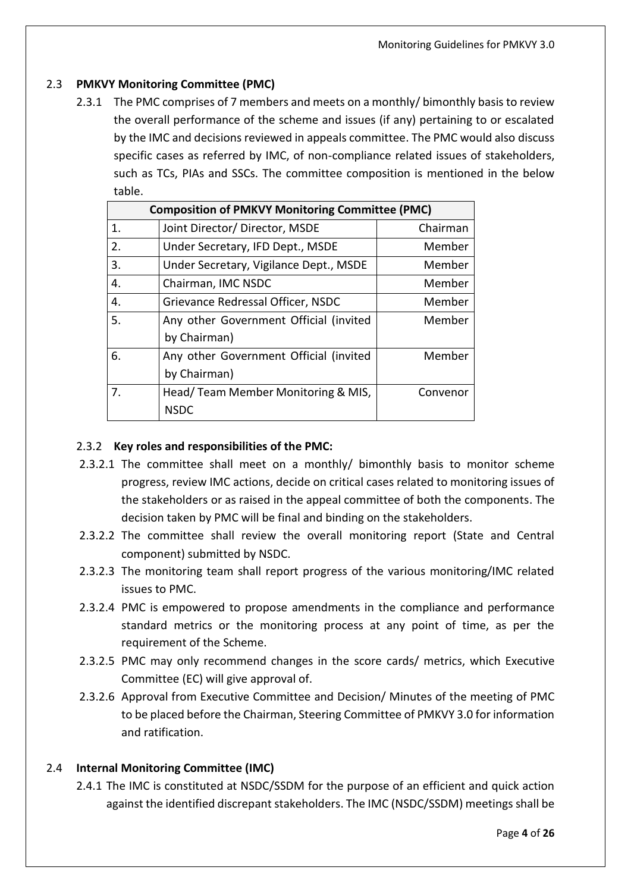### 2.3 **PMKVY Monitoring Committee (PMC)**

2.3.1 The PMC comprises of 7 members and meets on a monthly/ bimonthly basis to review the overall performance of the scheme and issues (if any) pertaining to or escalated by the IMC and decisions reviewed in appeals committee. The PMC would also discuss specific cases as referred by IMC, of non-compliance related issues of stakeholders, such as TCs, PIAs and SSCs. The committee composition is mentioned in the below table.

| **Composition of PMKVY Monitoring Committee (PMC)** | | |
|---|---|---|
| 1. | Joint Director/ Director, MSDE | Chairman |
| 2. | Under Secretary, IFD Dept., MSDE | Member |
| 3. | Under Secretary, Vigilance Dept., MSDE | Member |
| 4. | Chairman, IMC NSDC | Member |
| 4. | Grievance Redressal Officer, NSDC | Member |
| 5. | Any other Government Official (invited by Chairman) | Member |
| 6. | Any other Government Official (invited by Chairman) | Member |
| 7. | Head/ Team Member Monitoring & MIS, NSDC | Convenor |

2.3.2 **Key roles and responsibilities of the PMC:**

2.3.2.1 The committee shall meet on a monthly/ bimonthly basis to monitor scheme progress, review IMC actions, decide on critical cases related to monitoring issues of the stakeholders or as raised in the appeal committee of both the components. The decision taken by PMC will be final and binding on the stakeholders.

2.3.2.2 The committee shall review the overall monitoring report (State and Central component) submitted by NSDC.

2.3.2.3 The monitoring team shall report progress of the various monitoring/IMC related issues to PMC.

2.3.2.4 PMC is empowered to propose amendments in the compliance and performance standard metrics or the monitoring process at any point of time, as per the requirement of the Scheme.

2.3.2.5 PMC may only recommend changes in the score cards/ metrics, which Executive Committee (EC) will give approval of.

2.3.2.6 Approval from Executive Committee and Decision/ Minutes of the meeting of PMC to be placed before the Chairman, Steering Committee of PMKVY 3.0 for information and ratification.

### 2.4 **Internal Monitoring Committee (IMC)**

2.4.1 The IMC is constituted at NSDC/SSDM for the purpose of an efficient and quick action against the identified discrepant stakeholders. The IMC (NSDC/SSDM) meetings shall be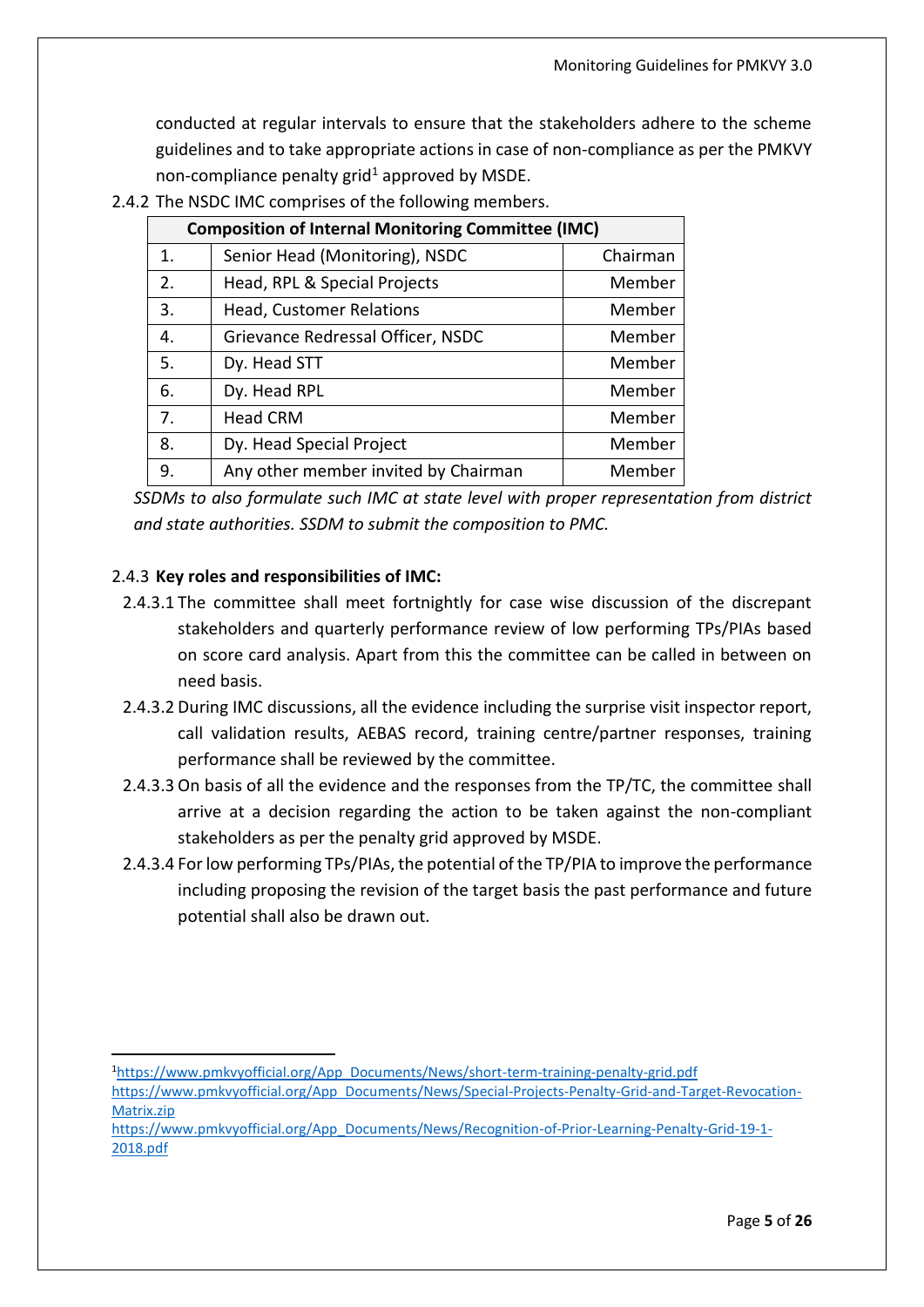conducted at regular intervals to ensure that the stakeholders adhere to the scheme guidelines and to take appropriate actions in case of non-compliance as per the PMKVY non-compliance penalty grid[1] approved by MSDE.

2.4.2 The NSDC IMC comprises of the following members.

| Composition of Internal Monitoring Committee (IMC) | | |
|---|---|---|
| 1. | Senior Head (Monitoring), NSDC | Chairman |
| 2. | Head, RPL & Special Projects | Member |
| 3. | Head, Customer Relations | Member |
| 4. | Grievance Redressal Officer, NSDC | Member |
| 5. | Dy. Head STT | Member |
| 6. | Dy. Head RPL | Member |
| 7. | Head CRM | Member |
| 8. | Dy. Head Special Project | Member |
| 9. | Any other member invited by Chairman | Member |

*SSDMs to also formulate such IMC at state level with proper representation from district and state authorities. SSDM to submit the composition to PMC.*

2.4.3 **Key roles and responsibilities of IMC:**

2.4.3.1 The committee shall meet fortnightly for case wise discussion of the discrepant stakeholders and quarterly performance review of low performing TPs/PIAs based on score card analysis. Apart from this the committee can be called in between on need basis.

2.4.3.2 During IMC discussions, all the evidence including the surprise visit inspector report, call validation results, AEBAS record, training centre/partner responses, training performance shall be reviewed by the committee.

2.4.3.3 On basis of all the evidence and the responses from the TP/TC, the committee shall arrive at a decision regarding the action to be taken against the non-compliant stakeholders as per the penalty grid approved by MSDE.

2.4.3.4 For low performing TPs/PIAs, the potential of the TP/PIA to improve the performance including proposing the revision of the target basis the past performance and future potential shall also be drawn out.

---

[1] https://www.pmkvyofficial.org/App_Documents/News/short-term-training-penalty-grid.pdf
https://www.pmkvyofficial.org/App_Documents/News/Special-Projects-Penalty-Grid-and-Target-Revocation-Matrix.zip
https://www.pmkvyofficial.org/App_Documents/News/Recognition-of-Prior-Learning-Penalty-Grid-19-1-2018.pdf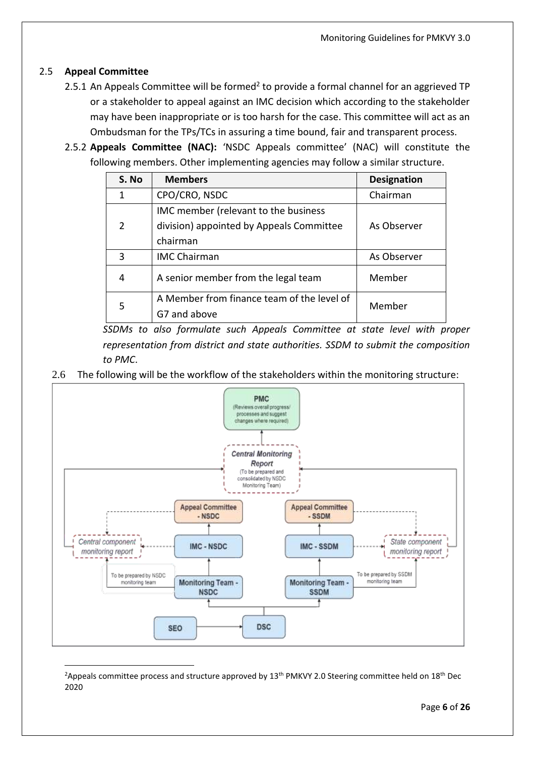## 2.5 Appeal Committee

2.5.1 An Appeals Committee will be formed[2] to provide a formal channel for an aggrieved TP or a stakeholder to appeal against an IMC decision which according to the stakeholder may have been inappropriate or is too harsh for the case. This committee will act as an Ombudsman for the TPs/TCs in assuring a time bound, fair and transparent process.

2.5.2 **Appeals Committee (NAC):** 'NSDC Appeals committee' (NAC) will constitute the following members. Other implementing agencies may follow a similar structure.

| S. No | Members | Designation |
|---|---|---|
| 1 | CPO/CRO, NSDC | Chairman |
| 2 | IMC member (relevant to the business division) appointed by Appeals Committee chairman | As Observer |
| 3 | IMC Chairman | As Observer |
| 4 | A senior member from the legal team | Member |
| 5 | A Member from finance team of the level of G7 and above | Member |

*SSDMs to also formulate such Appeals Committee at state level with proper representation from district and state authorities. SSDM to submit the composition to PMC.*

2.6 The following will be the workflow of the stakeholders within the monitoring structure:

PMC (Reviews overall progress/ processes and suggest changes where required)

Central Monitoring Report (To be prepared and consolidated by NSDC Monitoring Team)

Appeal Committee - NSDC | Appeal Committee - SSDM

Central component monitoring report | IMC - NSDC | IMC - SSDM | State component monitoring report

To be prepared by NSDC monitoring team | Monitoring Team - NSDC | Monitoring Team - SSDM | To be prepared by SSDM monitoring team

SEO | DSC

---

[2] Appeals committee process and structure approved by 13th PMKVY 2.0 Steering committee held on 18th Dec 2020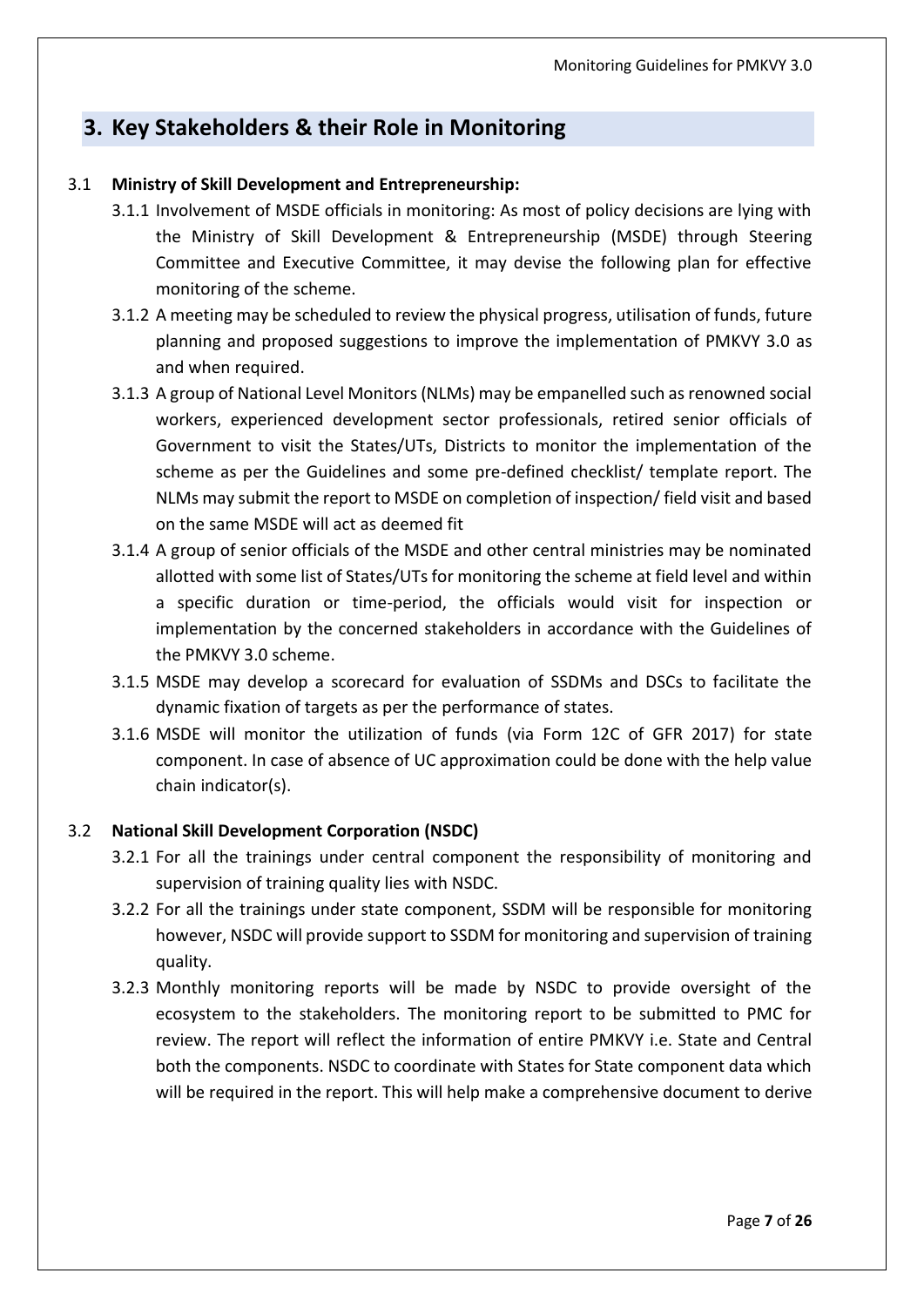# 3. Key Stakeholders & their Role in Monitoring

3.1 **Ministry of Skill Development and Entrepreneurship:**

3.1.1 Involvement of MSDE officials in monitoring: As most of policy decisions are lying with the Ministry of Skill Development & Entrepreneurship (MSDE) through Steering Committee and Executive Committee, it may devise the following plan for effective monitoring of the scheme.

3.1.2 A meeting may be scheduled to review the physical progress, utilisation of funds, future planning and proposed suggestions to improve the implementation of PMKVY 3.0 as and when required.

3.1.3 A group of National Level Monitors (NLMs) may be empanelled such as renowned social workers, experienced development sector professionals, retired senior officials of Government to visit the States/UTs, Districts to monitor the implementation of the scheme as per the Guidelines and some pre-defined checklist/ template report. The NLMs may submit the report to MSDE on completion of inspection/ field visit and based on the same MSDE will act as deemed fit

3.1.4 A group of senior officials of the MSDE and other central ministries may be nominated allotted with some list of States/UTs for monitoring the scheme at field level and within a specific duration or time-period, the officials would visit for inspection or implementation by the concerned stakeholders in accordance with the Guidelines of the PMKVY 3.0 scheme.

3.1.5 MSDE may develop a scorecard for evaluation of SSDMs and DSCs to facilitate the dynamic fixation of targets as per the performance of states.

3.1.6 MSDE will monitor the utilization of funds (via Form 12C of GFR 2017) for state component. In case of absence of UC approximation could be done with the help value chain indicator(s).

3.2 **National Skill Development Corporation (NSDC)**

3.2.1 For all the trainings under central component the responsibility of monitoring and supervision of training quality lies with NSDC.

3.2.2 For all the trainings under state component, SSDM will be responsible for monitoring however, NSDC will provide support to SSDM for monitoring and supervision of training quality.

3.2.3 Monthly monitoring reports will be made by NSDC to provide oversight of the ecosystem to the stakeholders. The monitoring report to be submitted to PMC for review. The report will reflect the information of entire PMKVY i.e. State and Central both the components. NSDC to coordinate with States for State component data which will be required in the report. This will help make a comprehensive document to derive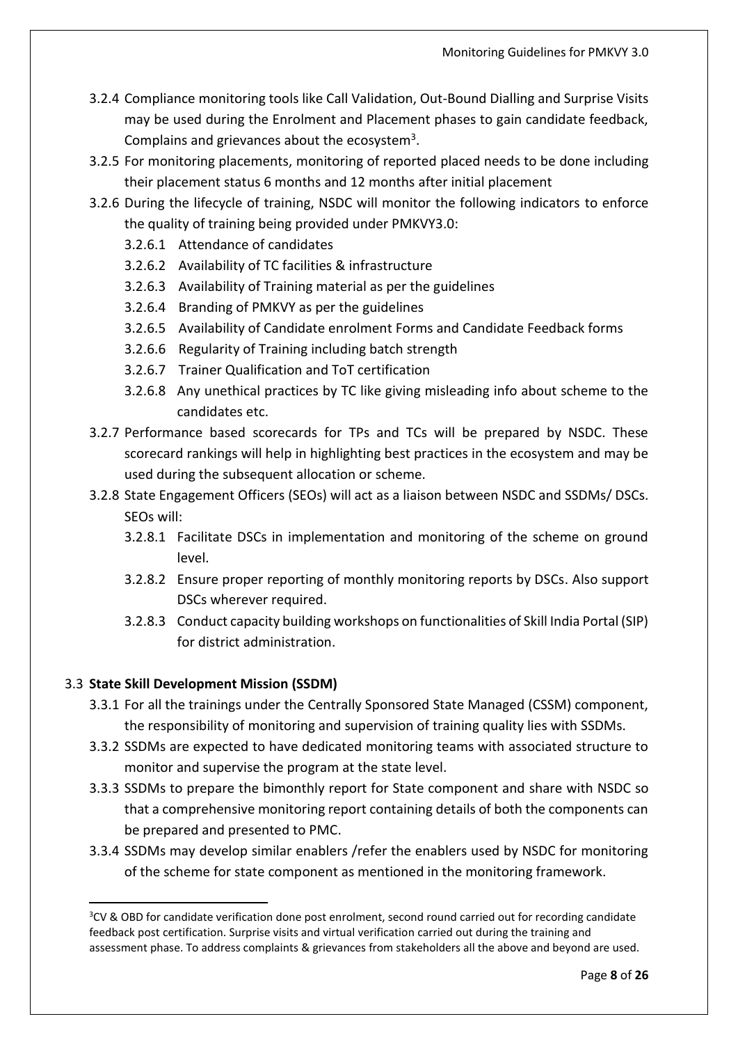3.2.4 Compliance monitoring tools like Call Validation, Out-Bound Dialling and Surprise Visits may be used during the Enrolment and Placement phases to gain candidate feedback, Complains and grievances about the ecosystem[3].

3.2.5 For monitoring placements, monitoring of reported placed needs to be done including their placement status 6 months and 12 months after initial placement

3.2.6 During the lifecycle of training, NSDC will monitor the following indicators to enforce the quality of training being provided under PMKVY3.0:

- 3.2.6.1 Attendance of candidates
- 3.2.6.2 Availability of TC facilities & infrastructure
- 3.2.6.3 Availability of Training material as per the guidelines
- 3.2.6.4 Branding of PMKVY as per the guidelines
- 3.2.6.5 Availability of Candidate enrolment Forms and Candidate Feedback forms
- 3.2.6.6 Regularity of Training including batch strength
- 3.2.6.7 Trainer Qualification and ToT certification
- 3.2.6.8 Any unethical practices by TC like giving misleading info about scheme to the candidates etc.

3.2.7 Performance based scorecards for TPs and TCs will be prepared by NSDC. These scorecard rankings will help in highlighting best practices in the ecosystem and may be used during the subsequent allocation or scheme.

3.2.8 State Engagement Officers (SEOs) will act as a liaison between NSDC and SSDMs/ DSCs. SEOs will:

- 3.2.8.1 Facilitate DSCs in implementation and monitoring of the scheme on ground level.
- 3.2.8.2 Ensure proper reporting of monthly monitoring reports by DSCs. Also support DSCs wherever required.
- 3.2.8.3 Conduct capacity building workshops on functionalities of Skill India Portal (SIP) for district administration.

### 3.3 State Skill Development Mission (SSDM)

3.3.1 For all the trainings under the Centrally Sponsored State Managed (CSSM) component, the responsibility of monitoring and supervision of training quality lies with SSDMs.

3.3.2 SSDMs are expected to have dedicated monitoring teams with associated structure to monitor and supervise the program at the state level.

3.3.3 SSDMs to prepare the bimonthly report for State component and share with NSDC so that a comprehensive monitoring report containing details of both the components can be prepared and presented to PMC.

3.3.4 SSDMs may develop similar enablers /refer the enablers used by NSDC for monitoring of the scheme for state component as mentioned in the monitoring framework.

---

[3] CV & OBD for candidate verification done post enrolment, second round carried out for recording candidate feedback post certification. Surprise visits and virtual verification carried out during the training and assessment phase. To address complaints & grievances from stakeholders all the above and beyond are used.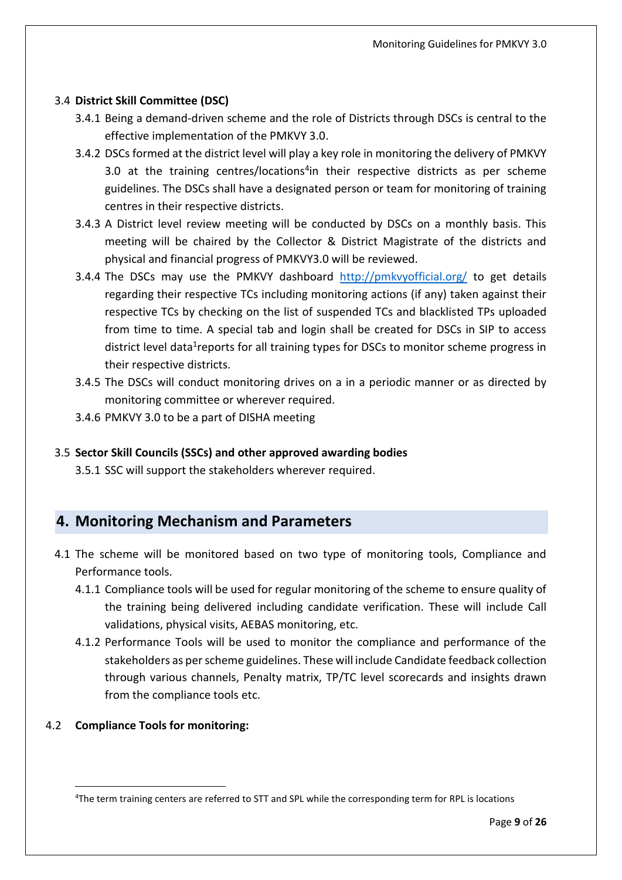3.4 **District Skill Committee (DSC)**

3.4.1 Being a demand-driven scheme and the role of Districts through DSCs is central to the effective implementation of the PMKVY 3.0.

3.4.2 DSCs formed at the district level will play a key role in monitoring the delivery of PMKVY 3.0 at the training centres/locations[4]in their respective districts as per scheme guidelines. The DSCs shall have a designated person or team for monitoring of training centres in their respective districts.

3.4.3 A District level review meeting will be conducted by DSCs on a monthly basis. This meeting will be chaired by the Collector & District Magistrate of the districts and physical and financial progress of PMKVY3.0 will be reviewed.

3.4.4 The DSCs may use the PMKVY dashboard http://pmkvyofficial.org/ to get details regarding their respective TCs including monitoring actions (if any) taken against their respective TCs by checking on the list of suspended TCs and blacklisted TPs uploaded from time to time. A special tab and login shall be created for DSCs in SIP to access district level data[1]reports for all training types for DSCs to monitor scheme progress in their respective districts.

3.4.5 The DSCs will conduct monitoring drives on a in a periodic manner or as directed by monitoring committee or wherever required.

3.4.6 PMKVY 3.0 to be a part of DISHA meeting

3.5 **Sector Skill Councils (SSCs) and other approved awarding bodies**

3.5.1 SSC will support the stakeholders wherever required.

## 4. Monitoring Mechanism and Parameters

4.1 The scheme will be monitored based on two type of monitoring tools, Compliance and Performance tools.

4.1.1 Compliance tools will be used for regular monitoring of the scheme to ensure quality of the training being delivered including candidate verification. These will include Call validations, physical visits, AEBAS monitoring, etc.

4.1.2 Performance Tools will be used to monitor the compliance and performance of the stakeholders as per scheme guidelines. These will include Candidate feedback collection through various channels, Penalty matrix, TP/TC level scorecards and insights drawn from the compliance tools etc.

4.2 **Compliance Tools for monitoring:**

[4]The term training centers are referred to STT and SPL while the corresponding term for RPL is locations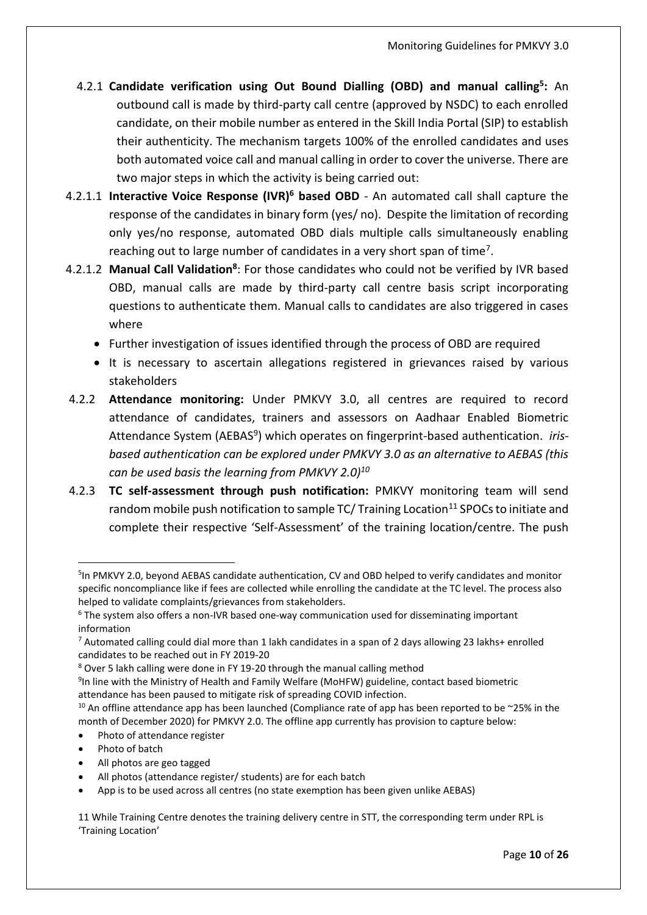4.2.1 **Candidate verification using Out Bound Dialling (OBD) and manual calling[5]:** An outbound call is made by third-party call centre (approved by NSDC) to each enrolled candidate, on their mobile number as entered in the Skill India Portal (SIP) to establish their authenticity. The mechanism targets 100% of the enrolled candidates and uses both automated voice call and manual calling in order to cover the universe. There are two major steps in which the activity is being carried out:

4.2.1.1 **Interactive Voice Response (IVR)[6] based OBD** - An automated call shall capture the response of the candidates in binary form (yes/ no). Despite the limitation of recording only yes/no response, automated OBD dials multiple calls simultaneously enabling reaching out to large number of candidates in a very short span of time[7].

4.2.1.2 **Manual Call Validation[8]**: For those candidates who could not be verified by IVR based OBD, manual calls are made by third-party call centre basis script incorporating questions to authenticate them. Manual calls to candidates are also triggered in cases where

- Further investigation of issues identified through the process of OBD are required
- It is necessary to ascertain allegations registered in grievances raised by various stakeholders

4.2.2 **Attendance monitoring:** Under PMKVY 3.0, all centres are required to record attendance of candidates, trainers and assessors on Aadhaar Enabled Biometric Attendance System (AEBAS[9]) which operates on fingerprint-based authentication. *iris-based authentication can be explored under PMKVY 3.0 as an alternative to AEBAS (this can be used basis the learning from PMKVY 2.0)[10]*

4.2.3 **TC self-assessment through push notification:** PMKVY monitoring team will send random mobile push notification to sample TC/ Training Location[11] SPOCs to initiate and complete their respective 'Self-Assessment' of the training location/centre. The push

---

[5] In PMKVY 2.0, beyond AEBAS candidate authentication, CV and OBD helped to verify candidates and monitor specific noncompliance like if fees are collected while enrolling the candidate at the TC level. The process also helped to validate complaints/grievances from stakeholders.

[6] The system also offers a non-IVR based one-way communication used for disseminating important information

[7] Automated calling could dial more than 1 lakh candidates in a span of 2 days allowing 23 lakhs+ enrolled candidates to be reached out in FY 2019-20

[8] Over 5 lakh calling were done in FY 19-20 through the manual calling method

[9] In line with the Ministry of Health and Family Welfare (MoHFW) guideline, contact based biometric attendance has been paused to mitigate risk of spreading COVID infection.

[10] An offline attendance app has been launched (Compliance rate of app has been reported to be ~25% in the month of December 2020) for PMKVY 2.0. The offline app currently has provision to capture below:

- Photo of attendance register
- Photo of batch
- All photos are geo tagged
- All photos (attendance register/ students) are for each batch
- App is to be used across all centres (no state exemption has been given unlike AEBAS)

[11] While Training Centre denotes the training delivery centre in STT, the corresponding term under RPL is 'Training Location'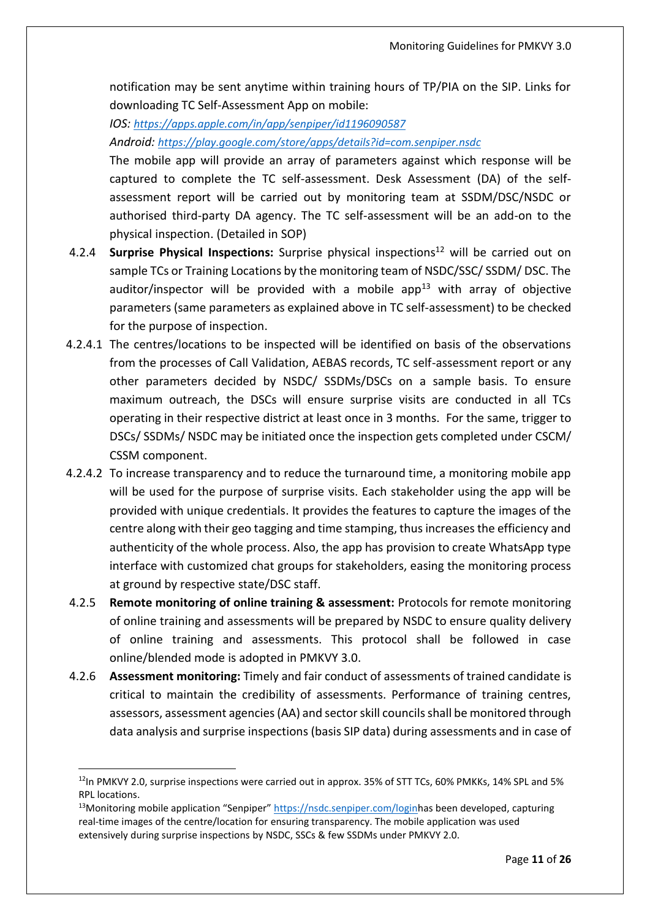notification may be sent anytime within training hours of TP/PIA on the SIP. Links for downloading TC Self-Assessment App on mobile:

*IOS: https://apps.apple.com/in/app/senpiper/id1196090587*

*Android: https://play.google.com/store/apps/details?id=com.senpiper.nsdc*

The mobile app will provide an array of parameters against which response will be captured to complete the TC self-assessment. Desk Assessment (DA) of the self-assessment report will be carried out by monitoring team at SSDM/DSC/NSDC or authorised third-party DA agency. The TC self-assessment will be an add-on to the physical inspection. (Detailed in SOP)

4.2.4 **Surprise Physical Inspections:** Surprise physical inspections[12] will be carried out on sample TCs or Training Locations by the monitoring team of NSDC/SSC/ SSDM/ DSC. The auditor/inspector will be provided with a mobile app[13] with array of objective parameters (same parameters as explained above in TC self-assessment) to be checked for the purpose of inspection.

4.2.4.1 The centres/locations to be inspected will be identified on basis of the observations from the processes of Call Validation, AEBAS records, TC self-assessment report or any other parameters decided by NSDC/ SSDMs/DSCs on a sample basis. To ensure maximum outreach, the DSCs will ensure surprise visits are conducted in all TCs operating in their respective district at least once in 3 months. For the same, trigger to DSCs/ SSDMs/ NSDC may be initiated once the inspection gets completed under CSCM/ CSSM component.

4.2.4.2 To increase transparency and to reduce the turnaround time, a monitoring mobile app will be used for the purpose of surprise visits. Each stakeholder using the app will be provided with unique credentials. It provides the features to capture the images of the centre along with their geo tagging and time stamping, thus increases the efficiency and authenticity of the whole process. Also, the app has provision to create WhatsApp type interface with customized chat groups for stakeholders, easing the monitoring process at ground by respective state/DSC staff.

4.2.5 **Remote monitoring of online training & assessment:** Protocols for remote monitoring of online training and assessments will be prepared by NSDC to ensure quality delivery of online training and assessments. This protocol shall be followed in case online/blended mode is adopted in PMKVY 3.0.

4.2.6 **Assessment monitoring:** Timely and fair conduct of assessments of trained candidate is critical to maintain the credibility of assessments. Performance of training centres, assessors, assessment agencies (AA) and sector skill councils shall be monitored through data analysis and surprise inspections (basis SIP data) during assessments and in case of

---

[12]In PMKVY 2.0, surprise inspections were carried out in approx. 35% of STT TCs, 60% PMKKs, 14% SPL and 5% RPL locations.

[13]Monitoring mobile application "Senpiper" https://nsdc.senpiper.com/loginhas been developed, capturing real-time images of the centre/location for ensuring transparency. The mobile application was used extensively during surprise inspections by NSDC, SSCs & few SSDMs under PMKVY 2.0.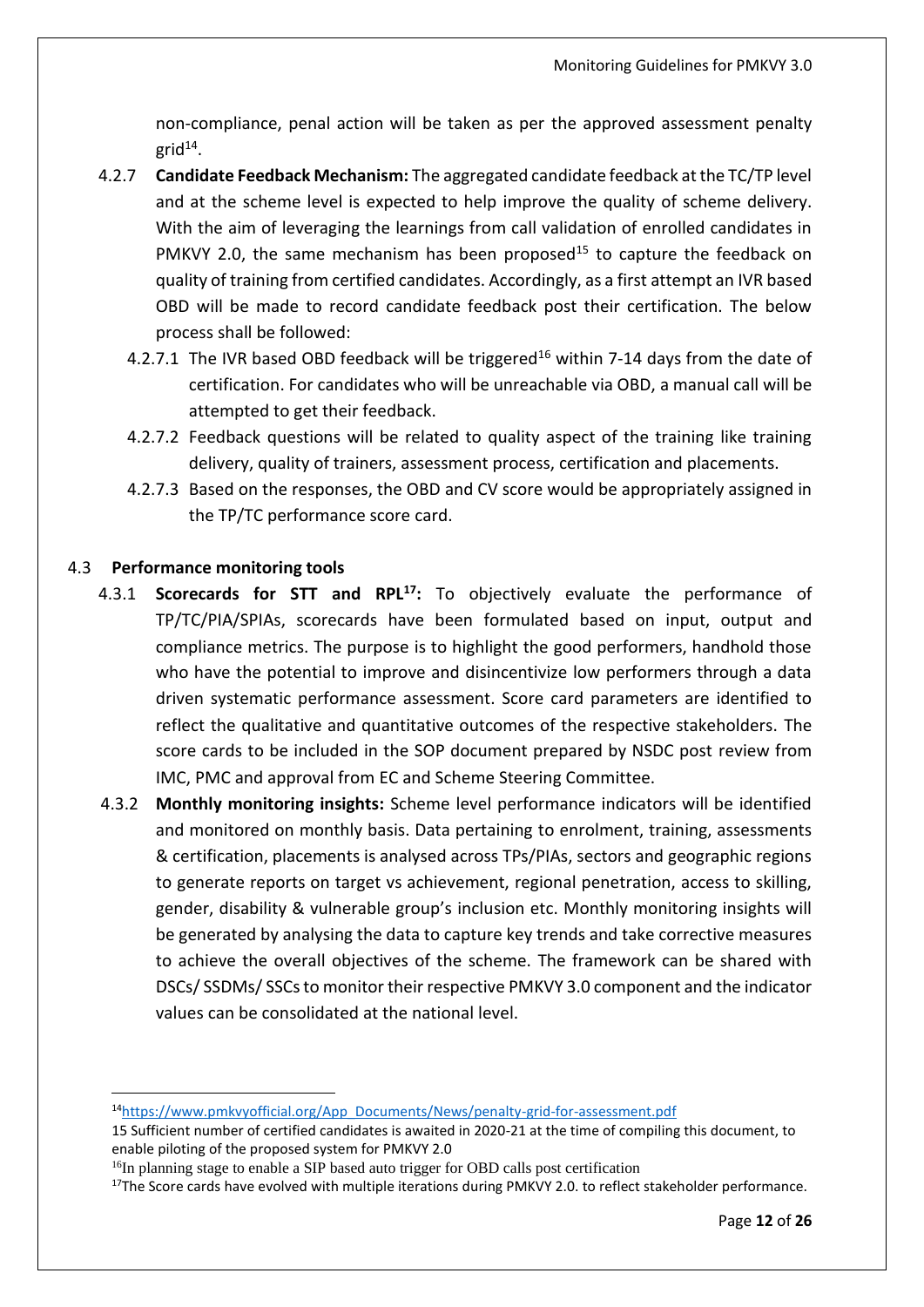non-compliance, penal action will be taken as per the approved assessment penalty grid[14].

4.2.7 **Candidate Feedback Mechanism:** The aggregated candidate feedback at the TC/TP level and at the scheme level is expected to help improve the quality of scheme delivery. With the aim of leveraging the learnings from call validation of enrolled candidates in PMKVY 2.0, the same mechanism has been proposed[15] to capture the feedback on quality of training from certified candidates. Accordingly, as a first attempt an IVR based OBD will be made to record candidate feedback post their certification. The below process shall be followed:

4.2.7.1 The IVR based OBD feedback will be triggered[16] within 7-14 days from the date of certification. For candidates who will be unreachable via OBD, a manual call will be attempted to get their feedback.

4.2.7.2 Feedback questions will be related to quality aspect of the training like training delivery, quality of trainers, assessment process, certification and placements.

4.2.7.3 Based on the responses, the OBD and CV score would be appropriately assigned in the TP/TC performance score card.

### 4.3 Performance monitoring tools

4.3.1 **Scorecards for STT and RPL[17]:** To objectively evaluate the performance of TP/TC/PIA/SPIAs, scorecards have been formulated based on input, output and compliance metrics. The purpose is to highlight the good performers, handhold those who have the potential to improve and disincentivize low performers through a data driven systematic performance assessment. Score card parameters are identified to reflect the qualitative and quantitative outcomes of the respective stakeholders. The score cards to be included in the SOP document prepared by NSDC post review from IMC, PMC and approval from EC and Scheme Steering Committee.

4.3.2 **Monthly monitoring insights:** Scheme level performance indicators will be identified and monitored on monthly basis. Data pertaining to enrolment, training, assessments & certification, placements is analysed across TPs/PIAs, sectors and geographic regions to generate reports on target vs achievement, regional penetration, access to skilling, gender, disability & vulnerable group's inclusion etc. Monthly monitoring insights will be generated by analysing the data to capture key trends and take corrective measures to achieve the overall objectives of the scheme. The framework can be shared with DSCs/ SSDMs/ SSCs to monitor their respective PMKVY 3.0 component and the indicator values can be consolidated at the national level.

---

[14] https://www.pmkvyofficial.org/App_Documents/News/penalty-grid-for-assessment.pdf

[15] Sufficient number of certified candidates is awaited in 2020-21 at the time of compiling this document, to enable piloting of the proposed system for PMKVY 2.0

[16] In planning stage to enable a SIP based auto trigger for OBD calls post certification

[17] The Score cards have evolved with multiple iterations during PMKVY 2.0. to reflect stakeholder performance.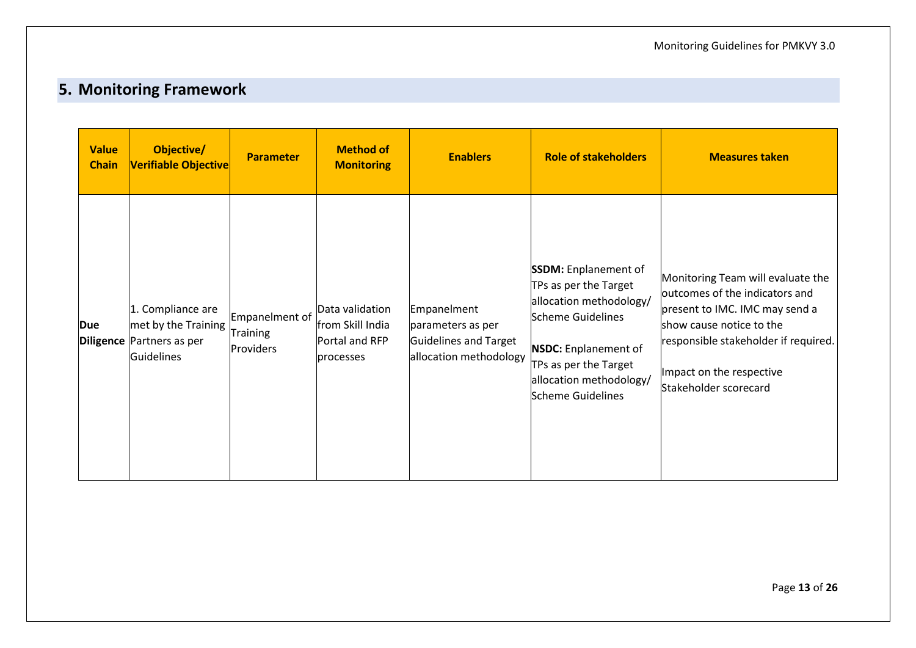## 5. Monitoring Framework

| Value Chain | Objective/ Verifiable Objective | Parameter | Method of Monitoring | Enablers | Role of stakeholders | Measures taken |
|---|---|---|---|---|---|---|
| **Due Diligence** | 1. Compliance are met by the Training Partners as per Guidelines | Empanelment of Training Providers | Data validation from Skill India Portal and RFP processes | Empanelment parameters as per Guidelines and Target allocation methodology | **SSDM:** Enplanement of TPs as per the Target allocation methodology/ Scheme Guidelines<br><br>**NSDC:** Enplanement of TPs as per the Target allocation methodology/ Scheme Guidelines | Monitoring Team will evaluate the outcomes of the indicators and present to IMC. IMC may send a show cause notice to the responsible stakeholder if required.<br><br>Impact on the respective Stakeholder scorecard |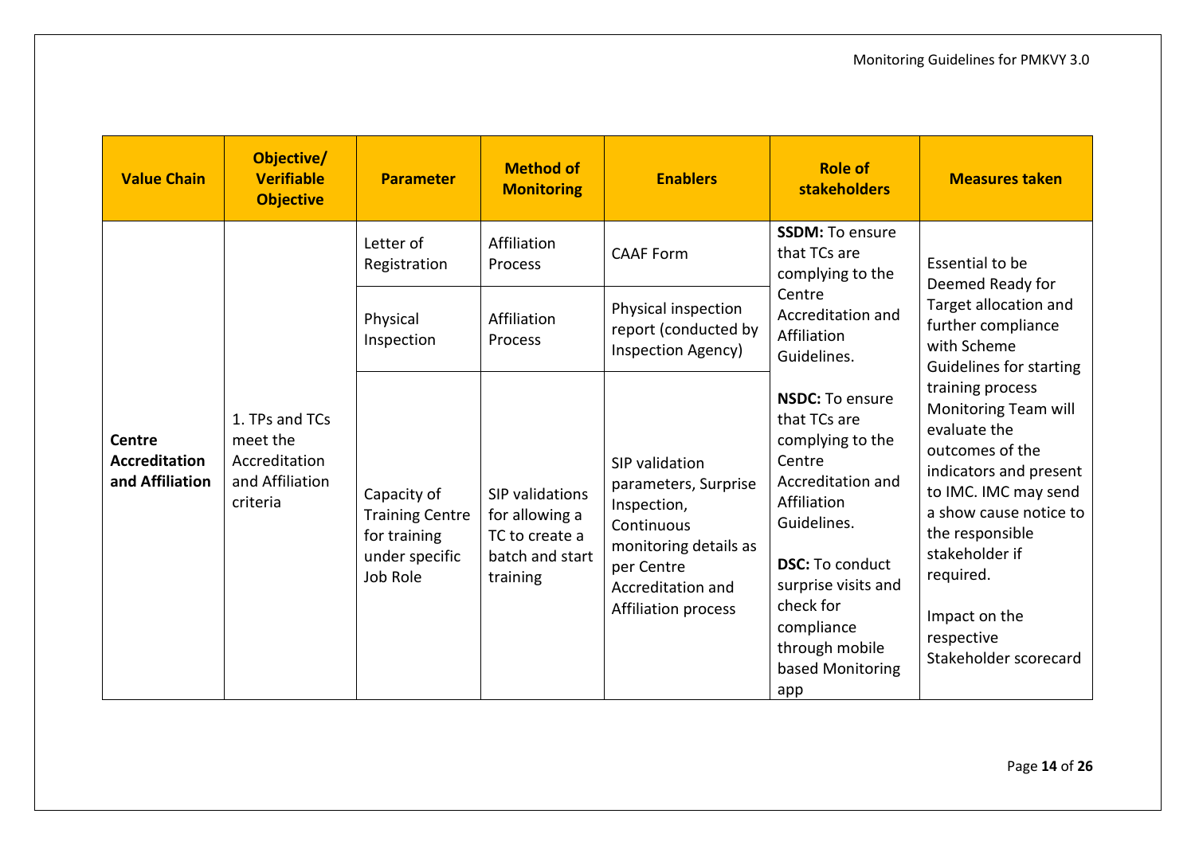| Value Chain | Objective/ Verifiable Objective | Parameter | Method of Monitoring | Enablers | Role of stakeholders | Measures taken |
|---|---|---|---|---|---|---|
| **Centre Accreditation and Affiliation** | 1. TPs and TCs meet the Accreditation and Affiliation criteria | Letter of Registration | Affiliation Process | CAAF Form | **SSDM:** To ensure that TCs are complying to the Centre Accreditation and Affiliation Guidelines.<br><br>**NSDC:** To ensure that TCs are complying to the Centre Accreditation and Affiliation Guidelines.<br><br>**DSC:** To conduct surprise visits and check for compliance through mobile based Monitoring app | Essential to be Deemed Ready for Target allocation and further compliance with Scheme Guidelines for starting training process Monitoring Team will evaluate the outcomes of the indicators and present to IMC. IMC may send a show cause notice to the responsible stakeholder if required.<br><br>Impact on the respective Stakeholder scorecard |
| | | Physical Inspection | Affiliation Process | Physical inspection report (conducted by Inspection Agency) | | |
| | | Capacity of Training Centre for training under specific Job Role | SIP validations for allowing a TC to create a batch and start training | SIP validation parameters, Surprise Inspection, Continuous monitoring details as per Centre Accreditation and Affiliation process | | |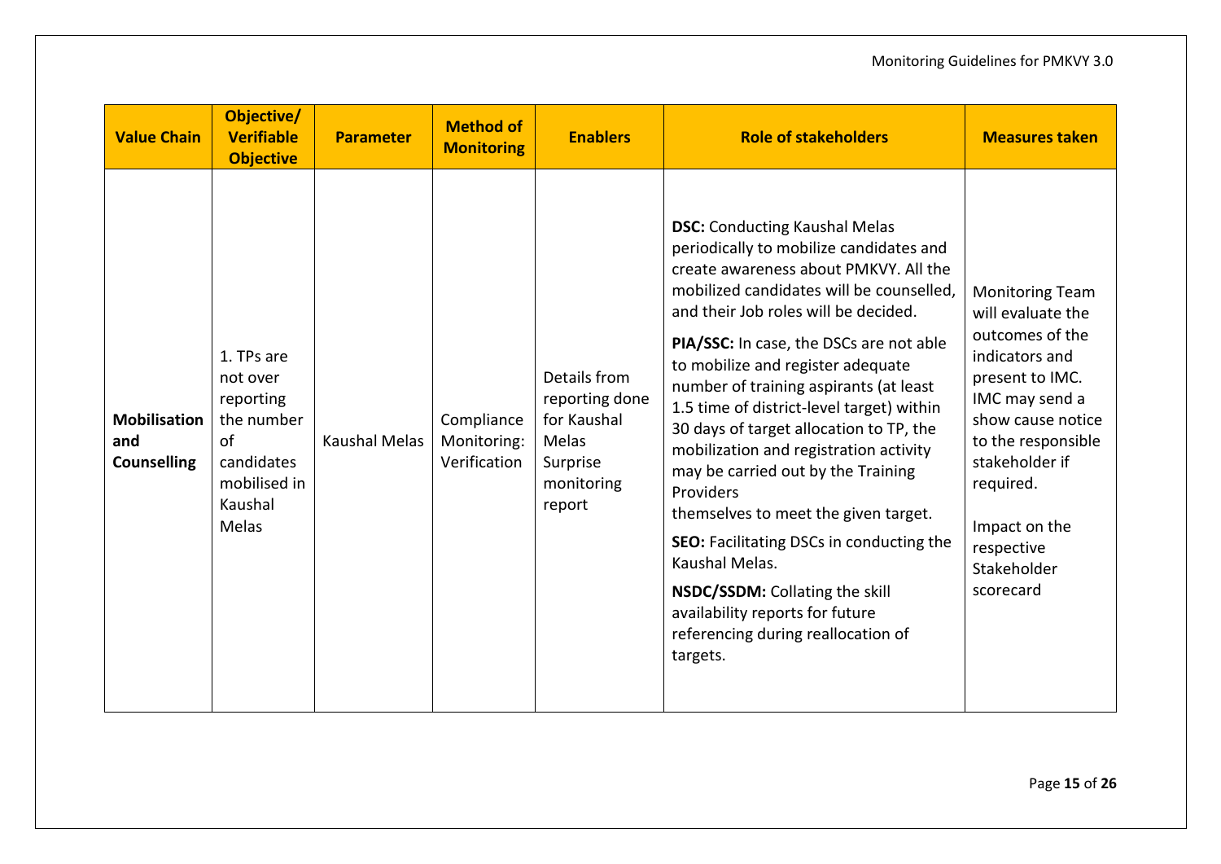| Value Chain | Objective/ Verifiable Objective | Parameter | Method of Monitoring | Enablers | Role of stakeholders | Measures taken |
|---|---|---|---|---|---|---|
| **Mobilisation and Counselling** | 1. TPs are not over reporting the number of candidates mobilised in Kaushal Melas | Kaushal Melas | Compliance Monitoring: Verification | Details from reporting done for Kaushal Melas<br>Surprise monitoring report | **DSC:** Conducting Kaushal Melas periodically to mobilize candidates and create awareness about PMKVY. All the mobilized candidates will be counselled, and their Job roles will be decided.<br><br>**PIA/SSC:** In case, the DSCs are not able to mobilize and register adequate number of training aspirants (at least 1.5 time of district-level target) within 30 days of target allocation to TP, the mobilization and registration activity may be carried out by the Training Providers themselves to meet the given target.<br><br>**SEO:** Facilitating DSCs in conducting the Kaushal Melas.<br><br>**NSDC/SSDM:** Collating the skill availability reports for future referencing during reallocation of targets. | Monitoring Team will evaluate the outcomes of the indicators and present to IMC. IMC may send a show cause notice to the responsible stakeholder if required.<br><br>Impact on the respective Stakeholder scorecard |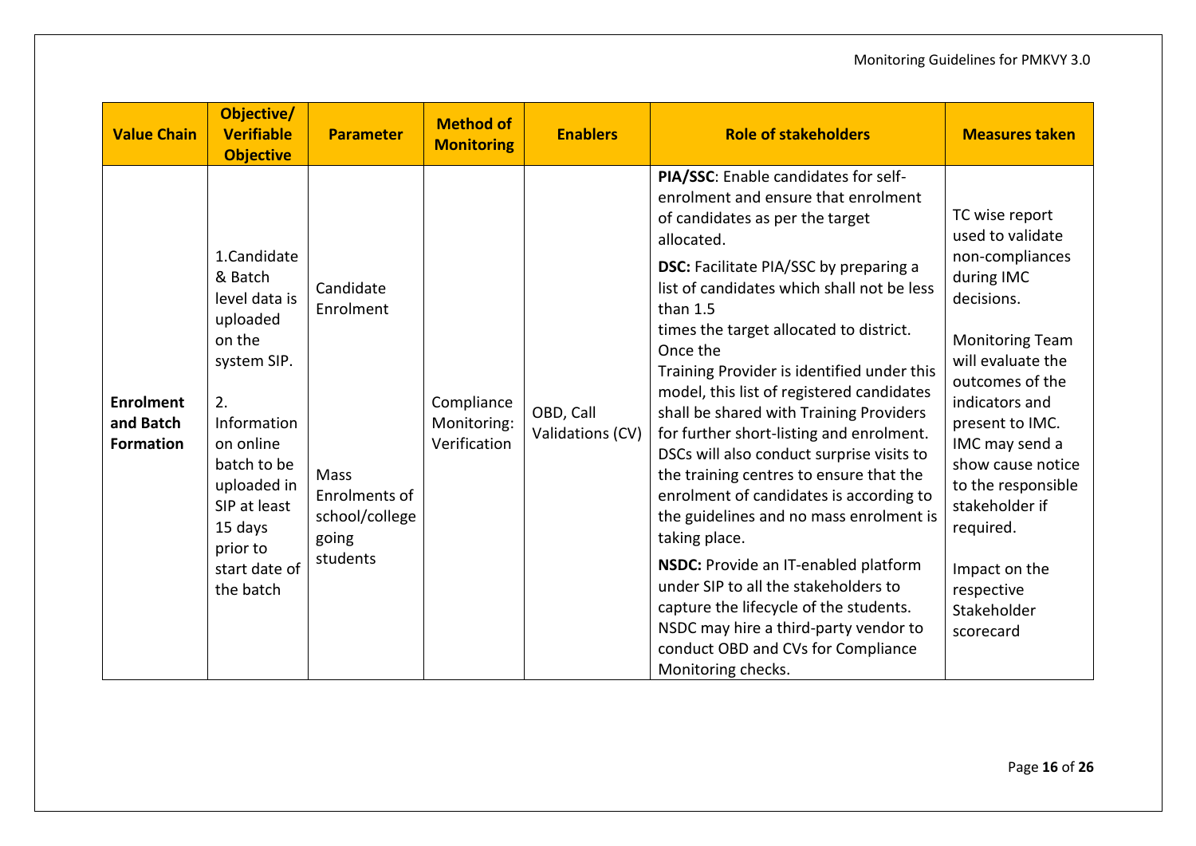| Value Chain | Objective/ Verifiable Objective | Parameter | Method of Monitoring | Enablers | Role of stakeholders | Measures taken |
|---|---|---|---|---|---|---|
| **Enrolment and Batch Formation** | 1.Candidate & Batch level data is uploaded on the system SIP.<br><br>2. Information on online batch to be uploaded in SIP at least 15 days prior to start date of the batch | Candidate Enrolment<br><br>Mass Enrolments of school/college going students | Compliance Monitoring: Verification | OBD, Call Validations (CV) | **PIA/SSC**: Enable candidates for self-enrolment and ensure that enrolment of candidates as per the target allocated.<br><br>**DSC:** Facilitate PIA/SSC by preparing a list of candidates which shall not be less than 1.5 times the target allocated to district. Once the Training Provider is identified under this model, this list of registered candidates shall be shared with Training Providers for further short-listing and enrolment. DSCs will also conduct surprise visits to the training centres to ensure that the enrolment of candidates is according to the guidelines and no mass enrolment is taking place.<br><br>**NSDC:** Provide an IT-enabled platform under SIP to all the stakeholders to capture the lifecycle of the students. NSDC may hire a third-party vendor to conduct OBD and CVs for Compliance Monitoring checks. | TC wise report used to validate non-compliances during IMC decisions.<br><br>Monitoring Team will evaluate the outcomes of the indicators and present to IMC. IMC may send a show cause notice to the responsible stakeholder if required.<br><br>Impact on the respective Stakeholder scorecard |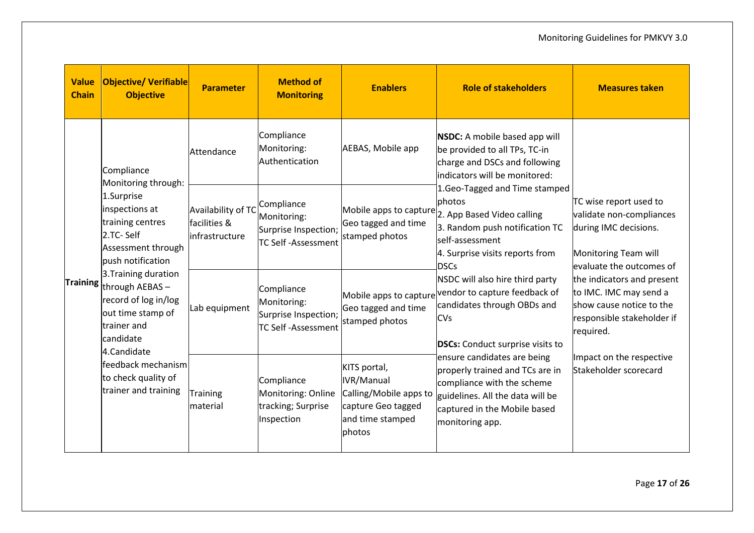| Value Chain | Objective/ Verifiable Objective | Parameter | Method of Monitoring | Enablers | Role of stakeholders | Measures taken |
|---|---|---|---|---|---|---|
| Training | Compliance Monitoring through:<br>1.Surprise inspections at training centres<br>2.TC- Self Assessment through push notification<br>3.Training duration through AEBAS – record of log in/log out time stamp of trainer and candidate<br>4.Candidate feedback mechanism to check quality of trainer and training | Attendance | Compliance Monitoring: Authentication | AEBAS, Mobile app | **NSDC:** A mobile based app will be provided to all TPs, TC-in charge and DSCs and following indicators will be monitored:<br>1.Geo-Tagged and Time stamped photos<br>2. App Based Video calling<br>3. Random push notification TC self-assessment<br>4. Surprise visits reports from DSCs<br>NSDC will also hire third party vendor to capture feedback of candidates through OBDs and CVs<br><br>**DSCs:** Conduct surprise visits to ensure candidates are being properly trained and TCs are in compliance with the scheme guidelines. All the data will be captured in the Mobile based monitoring app. | TC wise report used to validate non-compliances during IMC decisions.<br><br>Monitoring Team will evaluate the outcomes of the indicators and present to IMC. IMC may send a show cause notice to the responsible stakeholder if required.<br><br>Impact on the respective Stakeholder scorecard |
| | | Availability of TC facilities & infrastructure | Compliance Monitoring: Surprise Inspection; TC Self -Assessment | Mobile apps to capture Geo tagged and time stamped photos | | |
| | | Lab equipment | Compliance Monitoring: Surprise Inspection; TC Self -Assessment | Mobile apps to capture Geo tagged and time stamped photos | | |
| | | Training material | Compliance Monitoring: Online tracking; Surprise Inspection | KITS portal, IVR/Manual Calling/Mobile apps to capture Geo tagged and time stamped photos | | |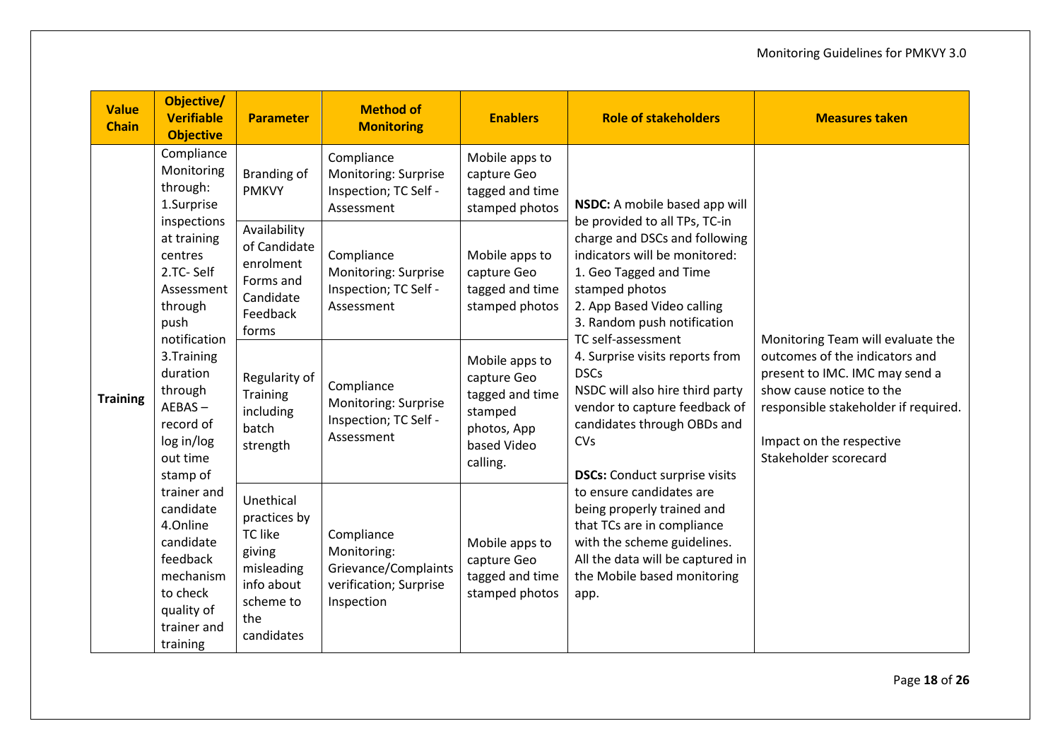| Value Chain | Objective/ Verifiable Objective | Parameter | Method of Monitoring | Enablers | Role of stakeholders | Measures taken |
|---|---|---|---|---|---|---|
| Training | Compliance Monitoring through: 1.Surprise inspections at training centres 2.TC- Self Assessment through push notification 3.Training duration through AEBAS – record of log in/log out time stamp of trainer and candidate 4.Online candidate feedback mechanism to check quality of trainer and training | Branding of PMKVY | Compliance Monitoring: Surprise Inspection; TC Self - Assessment | Mobile apps to capture Geo tagged and time stamped photos | **NSDC:** A mobile based app will be provided to all TPs, TC-in charge and DSCs and following indicators will be monitored: 1. Geo Tagged and Time stamped photos 2. App Based Video calling 3. Random push notification TC self-assessment 4. Surprise visits reports from DSCs NSDC will also hire third party vendor to capture feedback of candidates through OBDs and CVs **DSCs:** Conduct surprise visits to ensure candidates are being properly trained and that TCs are in compliance with the scheme guidelines. All the data will be captured in the Mobile based monitoring app. | Monitoring Team will evaluate the outcomes of the indicators and present to IMC. IMC may send a show cause notice to the responsible stakeholder if required. Impact on the respective Stakeholder scorecard |
| | | Availability of Candidate enrolment Forms and Candidate Feedback forms | Compliance Monitoring: Surprise Inspection; TC Self - Assessment | Mobile apps to capture Geo tagged and time stamped photos | | |
| | | Regularity of Training including batch strength | Compliance Monitoring: Surprise Inspection; TC Self - Assessment | Mobile apps to capture Geo tagged and time stamped photos, App based Video calling. | | |
| | | Unethical practices by TC like giving misleading info about scheme to the candidates | Compliance Monitoring: Grievance/Complaints verification; Surprise Inspection | Mobile apps to capture Geo tagged and time stamped photos | | |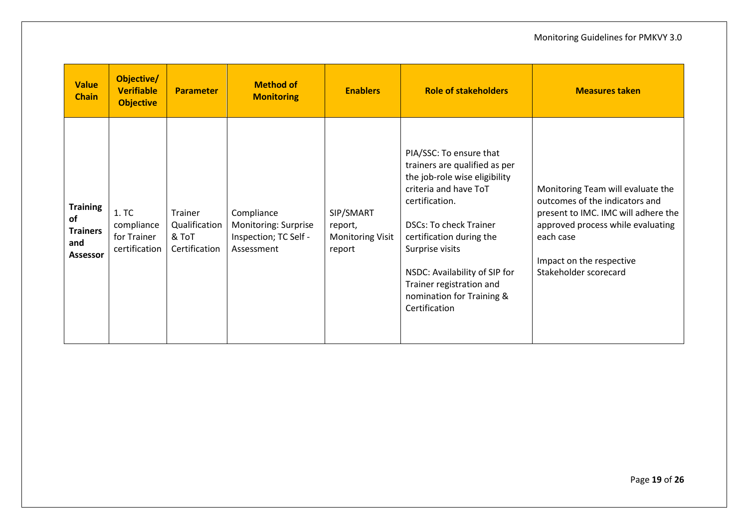| Value Chain | Objective/ Verifiable Objective | Parameter | Method of Monitoring | Enablers | Role of stakeholders | Measures taken |
|---|---|---|---|---|---|---|
| **Training of Trainers and Assessor** | 1. TC compliance for Trainer certification | Trainer Qualification & ToT Certification | Compliance Monitoring: Surprise Inspection; TC Self - Assessment | SIP/SMART report, Monitoring Visit report | PIA/SSC: To ensure that trainers are qualified as per the job-role wise eligibility criteria and have ToT certification.<br><br>DSCs: To check Trainer certification during the Surprise visits<br><br>NSDC: Availability of SIP for Trainer registration and nomination for Training & Certification | Monitoring Team will evaluate the outcomes of the indicators and present to IMC. IMC will adhere the approved process while evaluating each case<br><br>Impact on the respective Stakeholder scorecard |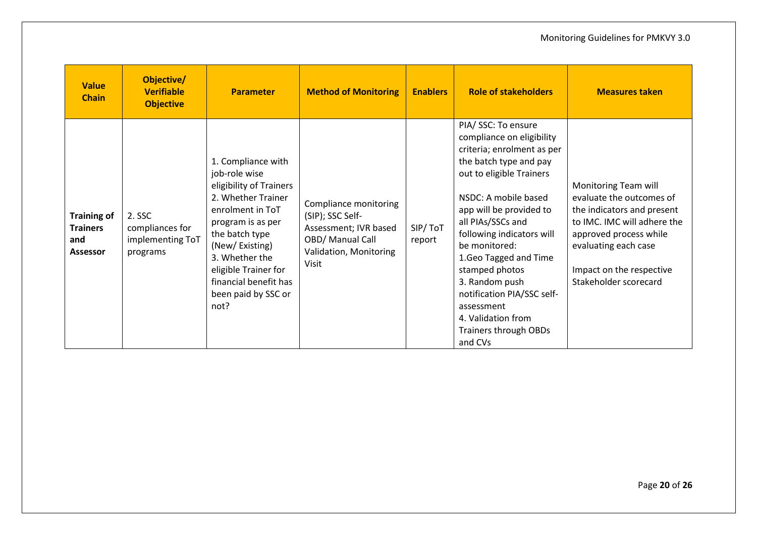| Value Chain | Objective/ Verifiable Objective | Parameter | Method of Monitoring | Enablers | Role of stakeholders | Measures taken |
|---|---|---|---|---|---|---|
| **Training of Trainers and Assessor** | 2. SSC compliances for implementing ToT programs | 1. Compliance with job-role wise eligibility of Trainers<br>2. Whether Trainer enrolment in ToT program is as per the batch type (New/ Existing)<br>3. Whether the eligible Trainer for financial benefit has been paid by SSC or not? | Compliance monitoring (SIP); SSC Self-Assessment; IVR based OBD/ Manual Call Validation, Monitoring Visit | SIP/ ToT report | PIA/ SSC: To ensure compliance on eligibility criteria; enrolment as per the batch type and pay out to eligible Trainers<br><br>NSDC: A mobile based app will be provided to all PIAs/SSCs and following indicators will be monitored:<br>1.Geo Tagged and Time stamped photos<br>3. Random push notification PIA/SSC self-assessment<br>4. Validation from Trainers through OBDs and CVs | Monitoring Team will evaluate the outcomes of the indicators and present to IMC. IMC will adhere the approved process while evaluating each case<br><br>Impact on the respective Stakeholder scorecard |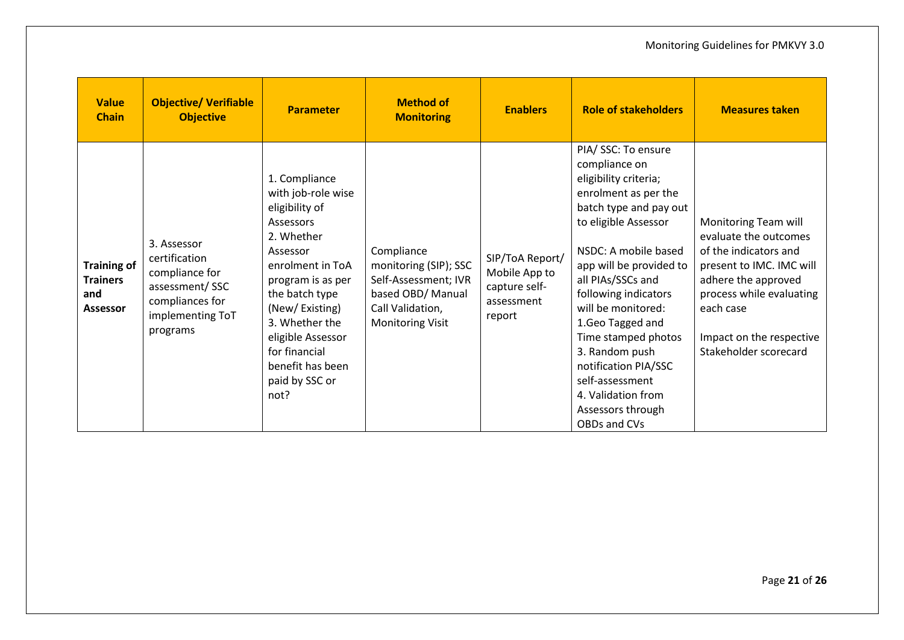| Value Chain | Objective/ Verifiable Objective | Parameter | Method of Monitoring | Enablers | Role of stakeholders | Measures taken |
|---|---|---|---|---|---|---|
| **Training of Trainers and Assessor** | 3. Assessor certification compliance for assessment/ SSC compliances for implementing ToT programs | 1. Compliance with job-role wise eligibility of Assessors<br>2. Whether Assessor enrolment in ToA program is as per the batch type (New/ Existing)<br>3. Whether the eligible Assessor for financial benefit has been paid by SSC or not? | Compliance monitoring (SIP); SSC Self-Assessment; IVR based OBD/ Manual Call Validation, Monitoring Visit | SIP/ToA Report/ Mobile App to capture self-assessment report | PIA/ SSC: To ensure compliance on eligibility criteria; enrolment as per the batch type and pay out to eligible Assessor<br><br>NSDC: A mobile based app will be provided to all PIAs/SSCs and following indicators will be monitored:<br>1.Geo Tagged and Time stamped photos<br>3. Random push notification PIA/SSC self-assessment<br>4. Validation from Assessors through OBDs and CVs | Monitoring Team will evaluate the outcomes of the indicators and present to IMC. IMC will adhere the approved process while evaluating each case<br><br>Impact on the respective Stakeholder scorecard |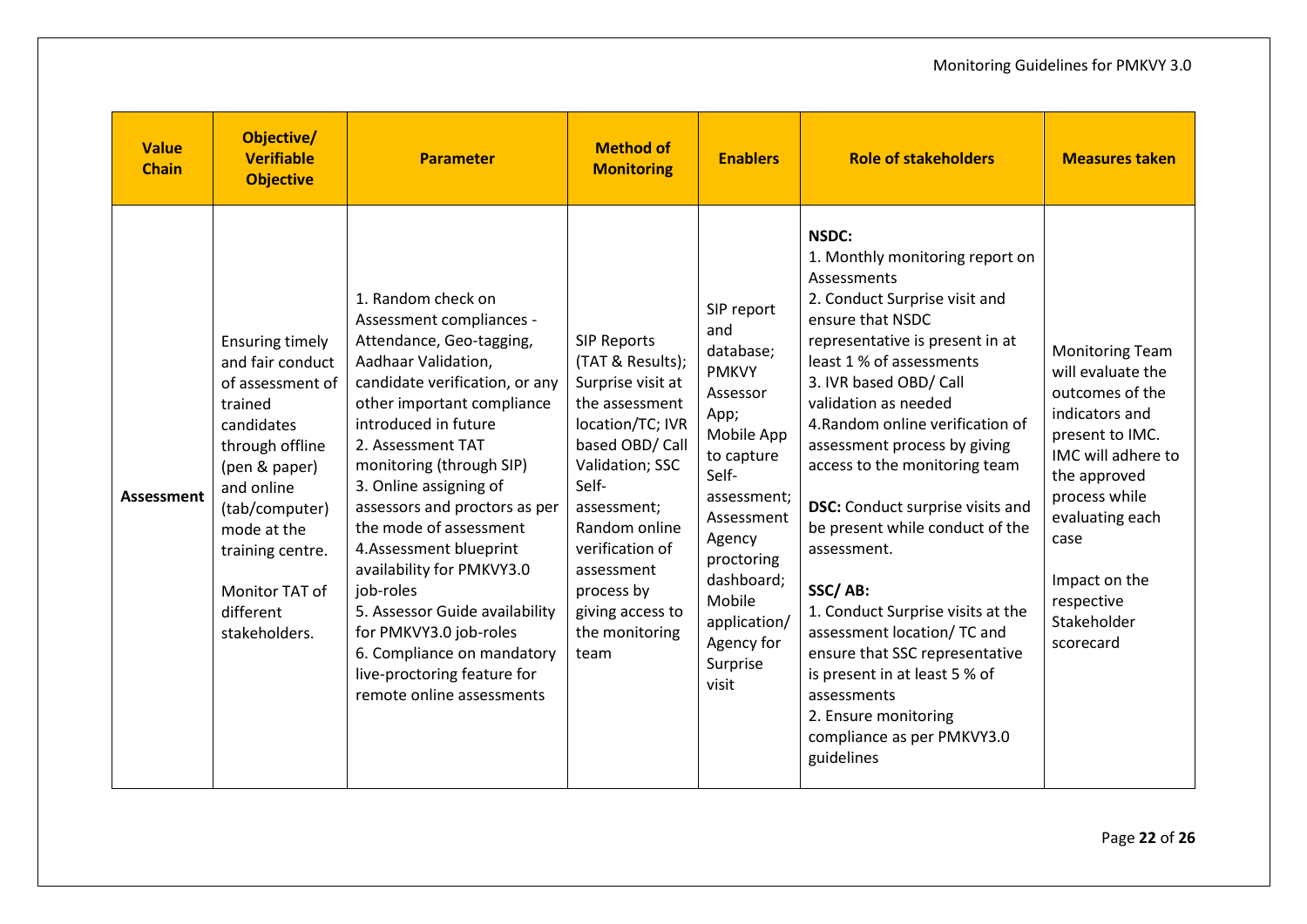| Value Chain | Objective/ Verifiable Objective | Parameter | Method of Monitoring | Enablers | Role of stakeholders | Measures taken |
|---|---|---|---|---|---|---|
| **Assessment** | Ensuring timely and fair conduct of assessment of trained candidates through offline (pen & paper) and online (tab/computer) mode at the training centre.<br><br>Monitor TAT of different stakeholders. | 1. Random check on Assessment compliances - Attendance, Geo-tagging, Aadhaar Validation, candidate verification, or any other important compliance introduced in future<br>2. Assessment TAT monitoring (through SIP)<br>3. Online assigning of assessors and proctors as per the mode of assessment<br>4.Assessment blueprint availability for PMKVY3.0 job-roles<br>5. Assessor Guide availability for PMKVY3.0 job-roles<br>6. Compliance on mandatory live-proctoring feature for remote online assessments | SIP Reports (TAT & Results); Surprise visit at the assessment location/TC; IVR based OBD/ Call Validation; SSC Self-assessment; Random online verification of assessment process by giving access to the monitoring team | SIP report and database; PMKVY Assessor App; Mobile App to capture Self-assessment; Assessment Agency proctoring dashboard; Mobile application/ Agency for Surprise visit | **NSDC:**<br>1. Monthly monitoring report on Assessments<br>2. Conduct Surprise visit and ensure that NSDC representative is present in at least 1 % of assessments<br>3. IVR based OBD/ Call validation as needed<br>4.Random online verification of assessment process by giving access to the monitoring team<br><br>**DSC:** Conduct surprise visits and be present while conduct of the assessment.<br><br>**SSC/ AB:**<br>1. Conduct Surprise visits at the assessment location/ TC and ensure that SSC representative is present in at least 5 % of assessments<br>2. Ensure monitoring compliance as per PMKVY3.0 guidelines | Monitoring Team will evaluate the outcomes of the indicators and present to IMC. IMC will adhere to the approved process while evaluating each case<br><br>Impact on the respective Stakeholder scorecard |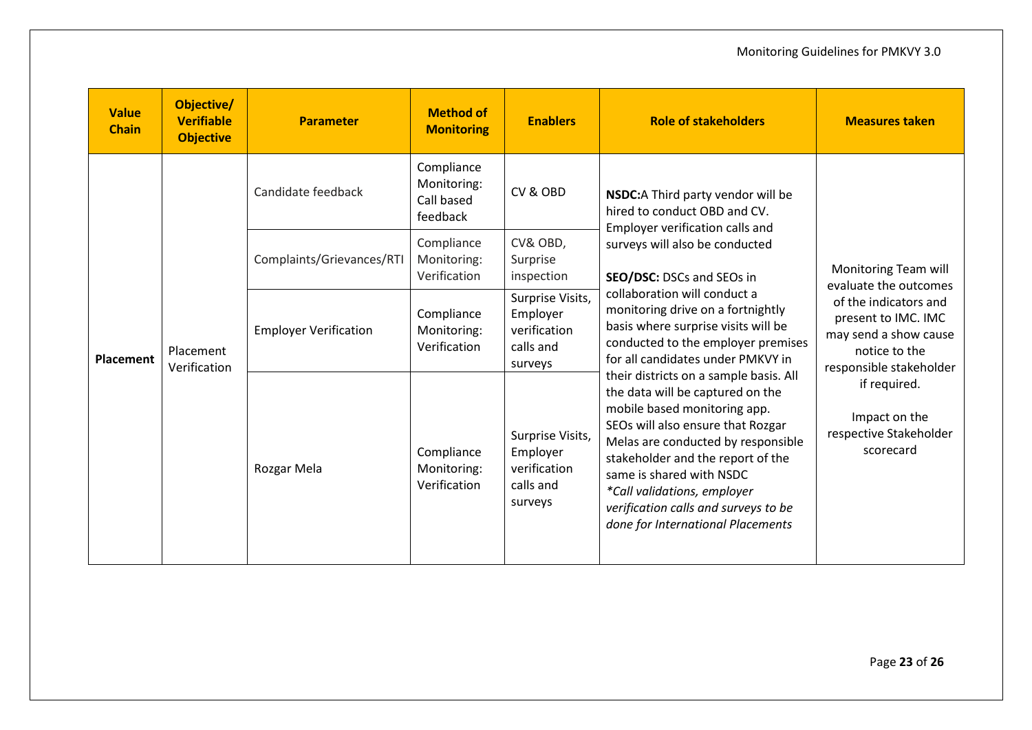| Value Chain | Objective/ Verifiable Objective | Parameter | Method of Monitoring | Enablers | Role of stakeholders | Measures taken |
|---|---|---|---|---|---|---|
| Placement | Placement Verification | Candidate feedback | Compliance Monitoring: Call based feedback | CV & OBD | **NSDC:** A Third party vendor will be hired to conduct OBD and CV. Employer verification calls and surveys will also be conducted<br><br>**SEO/DSC:** DSCs and SEOs in collaboration will conduct a monitoring drive on a fortnightly basis where surprise visits will be conducted to the employer premises for all candidates under PMKVY in their districts on a sample basis. All the data will be captured on the mobile based monitoring app. SEOs will also ensure that Rozgar Melas are conducted by responsible stakeholder and the report of the same is shared with NSDC<br>*\*Call validations, employer verification calls and surveys to be done for International Placements* | Monitoring Team will evaluate the outcomes of the indicators and present to IMC. IMC may send a show cause notice to the responsible stakeholder if required.<br><br>Impact on the respective Stakeholder scorecard |
| | | Complaints/Grievances/RTI | Compliance Monitoring: Verification | CV& OBD, Surprise inspection | | |
| | | Employer Verification | Compliance Monitoring: Verification | Surprise Visits, Employer verification calls and surveys | | |
| | | Rozgar Mela | Compliance Monitoring: Verification | Surprise Visits, Employer verification calls and surveys | | |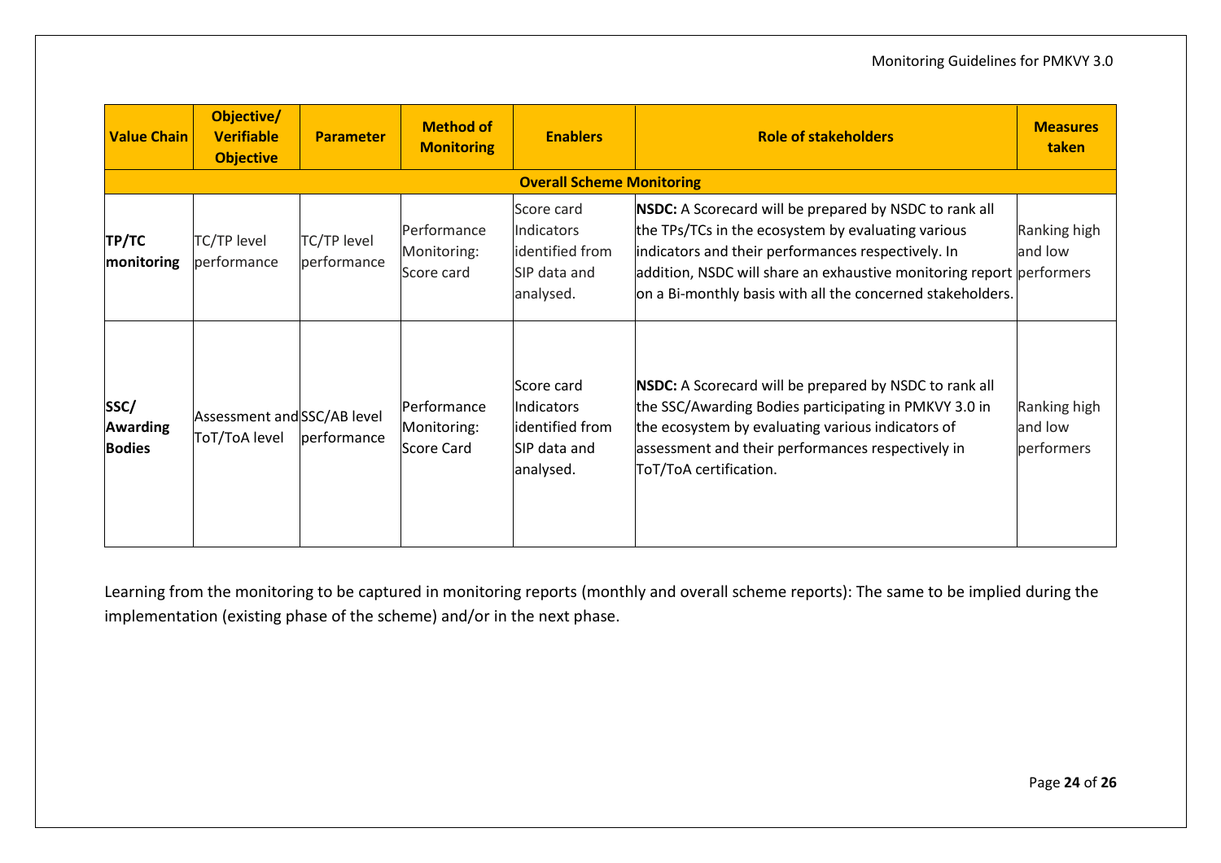| Value Chain | Objective/ Verifiable Objective | Parameter | Method of Monitoring | Enablers | Role of stakeholders | Measures taken |
|---|---|---|---|---|---|---|
| **Overall Scheme Monitoring** | | | | | | |
| **TP/TC monitoring** | TC/TP level performance | TC/TP level performance | Performance Monitoring: Score card | Score card Indicators identified from SIP data and analysed. | **NSDC:** A Scorecard will be prepared by NSDC to rank all the TPs/TCs in the ecosystem by evaluating various indicators and their performances respectively. In addition, NSDC will share an exhaustive monitoring report on a Bi-monthly basis with all the concerned stakeholders. | Ranking high and low performers |
| **SSC/ Awarding Bodies** | Assessment and ToT/ToA level | SSC/AB level performance | Performance Monitoring: Score Card | Score card Indicators identified from SIP data and analysed. | **NSDC:** A Scorecard will be prepared by NSDC to rank all the SSC/Awarding Bodies participating in PMKVY 3.0 in the ecosystem by evaluating various indicators of assessment and their performances respectively in ToT/ToA certification. | Ranking high and low performers |

Learning from the monitoring to be captured in monitoring reports (monthly and overall scheme reports): The same to be implied during the implementation (existing phase of the scheme) and/or in the next phase.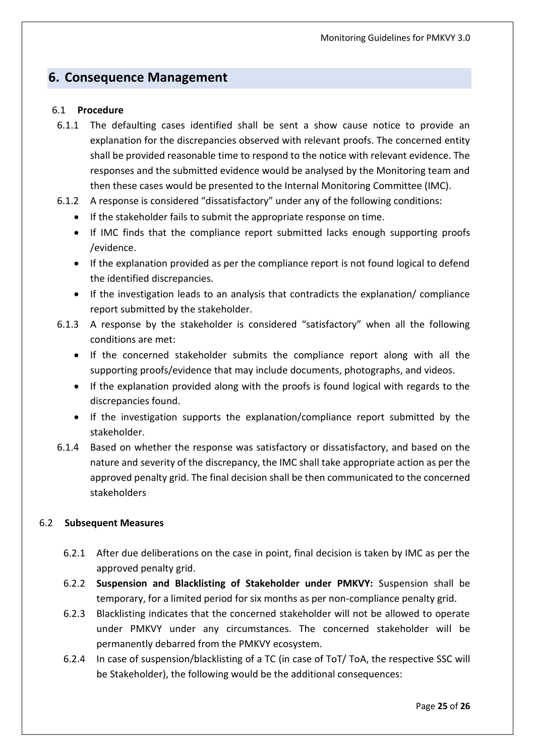## 6. Consequence Management

### 6.1 Procedure

6.1.1 The defaulting cases identified shall be sent a show cause notice to provide an explanation for the discrepancies observed with relevant proofs. The concerned entity shall be provided reasonable time to respond to the notice with relevant evidence. The responses and the submitted evidence would be analysed by the Monitoring team and then these cases would be presented to the Internal Monitoring Committee (IMC).

6.1.2 A response is considered "dissatisfactory" under any of the following conditions:

- If the stakeholder fails to submit the appropriate response on time.
- If IMC finds that the compliance report submitted lacks enough supporting proofs /evidence.
- If the explanation provided as per the compliance report is not found logical to defend the identified discrepancies.
- If the investigation leads to an analysis that contradicts the explanation/ compliance report submitted by the stakeholder.

6.1.3 A response by the stakeholder is considered "satisfactory" when all the following conditions are met:

- If the concerned stakeholder submits the compliance report along with all the supporting proofs/evidence that may include documents, photographs, and videos.
- If the explanation provided along with the proofs is found logical with regards to the discrepancies found.
- If the investigation supports the explanation/compliance report submitted by the stakeholder.

6.1.4 Based on whether the response was satisfactory or dissatisfactory, and based on the nature and severity of the discrepancy, the IMC shall take appropriate action as per the approved penalty grid. The final decision shall be then communicated to the concerned stakeholders

### 6.2 Subsequent Measures

6.2.1 After due deliberations on the case in point, final decision is taken by IMC as per the approved penalty grid.

6.2.2 **Suspension and Blacklisting of Stakeholder under PMKVY:** Suspension shall be temporary, for a limited period for six months as per non-compliance penalty grid.

6.2.3 Blacklisting indicates that the concerned stakeholder will not be allowed to operate under PMKVY under any circumstances. The concerned stakeholder will be permanently debarred from the PMKVY ecosystem.

6.2.4 In case of suspension/blacklisting of a TC (in case of ToT/ ToA, the respective SSC will be Stakeholder), the following would be the additional consequences: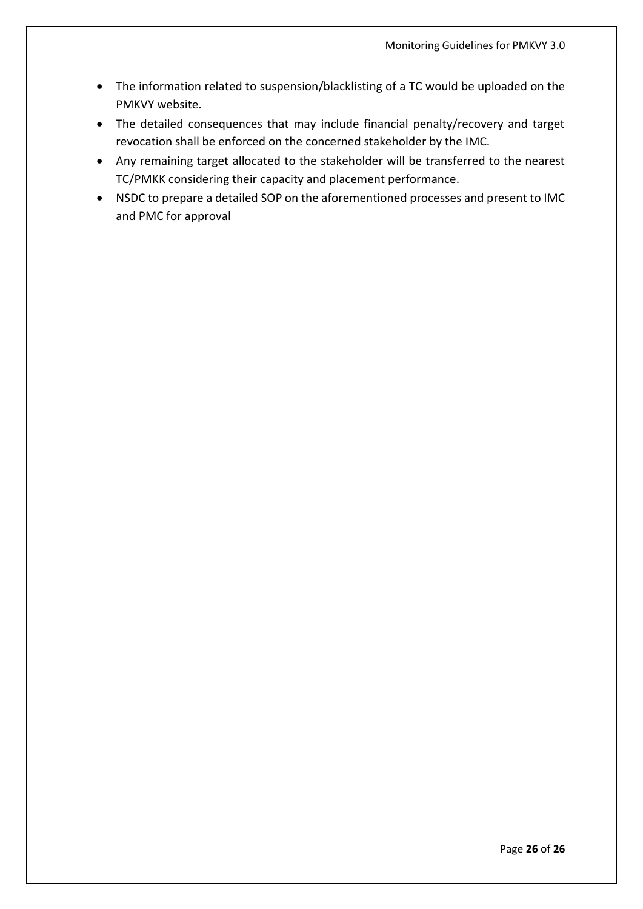- The information related to suspension/blacklisting of a TC would be uploaded on the PMKVY website.
- The detailed consequences that may include financial penalty/recovery and target revocation shall be enforced on the concerned stakeholder by the IMC.
- Any remaining target allocated to the stakeholder will be transferred to the nearest TC/PMKK considering their capacity and placement performance.
- NSDC to prepare a detailed SOP on the aforementioned processes and present to IMC and PMC for approval